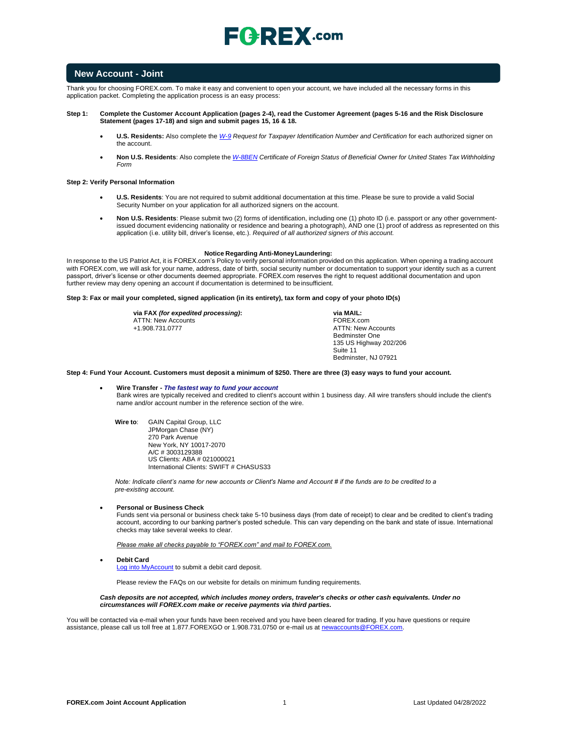# FOREX.com

## New Account - Joint

Thank you for choosing FOREX.com. To make it easy and convenient to open your account, we have included all the necessary forms in this application packet. Completing the application process is an easy process:

**Step 1: Complete the Customer Account Application (pages 2-4), read the Customer Agreement (pages 5-16 and the Risk Disclosure Statement (pages 17-18) and sign and submit pages 15, 16 & 18.**

- **U.S. Residents:** Also complete the *W-9 Request for Taxpayer Identification Number and Certification* for each authorized signer on the account.
- **Non U.S. Residents**: Also complete the *W-8BEN Certificate of Foreign Status of Beneficial Owner for United States Tax Withholding Form*

**Step 2: Verify Personal Information**

- **U.S. Residents**: You are not required to submit additional documentation at this time. Please be sure to provide a valid Social Security Number on your application for all authorized signers on the account.
- **Non U.S. Residents**: Please submit two (2) forms of identification, including one (1) photo ID (i.e. passport or any other government-issued document evidencing nationality or residence and bearing a photograph), AND one (1) proof of address as represented on this application (i.e. utility bill, driver's license, etc.). *Required of all authorized signers of this account.*

**Notice Regarding Anti-Money Laundering:**

In response to the US Patriot Act, it is FOREX.com's Policy to verify personal information provided on this application. When opening a trading account with FOREX.com, we will ask for your name, address, date of birth, social security number or documentation to support your identity such as a current passport, driver's license or other documents deemed appropriate. FOREX.com reserves the right to request additional documentation and upon further review may deny opening an account if documentation is determined to be insufficient.

**Step 3: Fax or mail your completed, signed application (in its entirety), tax form and copy of your photo ID(s)**

**via FAX *(for expedited processing)*:**
ATTN: New Accounts
+1.908.731.0777

**via MAIL:**
FOREX.com
ATTN: New Accounts
Bedminster One
135 US Highway 202/206
Suite 11
Bedminster, NJ 07921

**Step 4: Fund Your Account. Customers must deposit a minimum of $250. There are three (3) easy ways to fund your account.**

- **Wire Transfer - *The fastest way to fund your account***
  Bank wires are typically received and credited to client's account within 1 business day. All wire transfers should include the client's name and/or account number in the reference section of the wire.

  **Wire to**: GAIN Capital Group, LLC
  JPMorgan Chase (NY)
  270 Park Avenue
  New York, NY 10017-2070
  A/C # 3003129388
  US Clients: ABA # 021000021
  International Clients: SWIFT # CHASUS33

  *Note: Indicate client's name for new accounts or Client's Name and Account # if the funds are to be credited to a pre-existing account.*

- **Personal or Business Check**
  Funds sent via personal or business check take 5-10 business days (from date of receipt) to clear and be credited to client's trading account, according to our banking partner's posted schedule. This can vary depending on the bank and state of issue. International checks may take several weeks to clear.

  *Please make all checks payable to "FOREX.com" and mail to FOREX.com.*

- **Debit Card**
  Log into MyAccount to submit a debit card deposit.

  Please review the FAQs on our website for details on minimum funding requirements.

***Cash deposits are not accepted, which includes money orders, traveler's checks or other cash equivalents. Under no circumstances will FOREX.com make or receive payments via third parties.***

You will be contacted via e-mail when your funds have been received and you have been cleared for trading. If you have questions or require assistance, please call us toll free at 1.877.FOREXGO or 1.908.731.0750 or e-mail us at newaccounts@FOREX.com.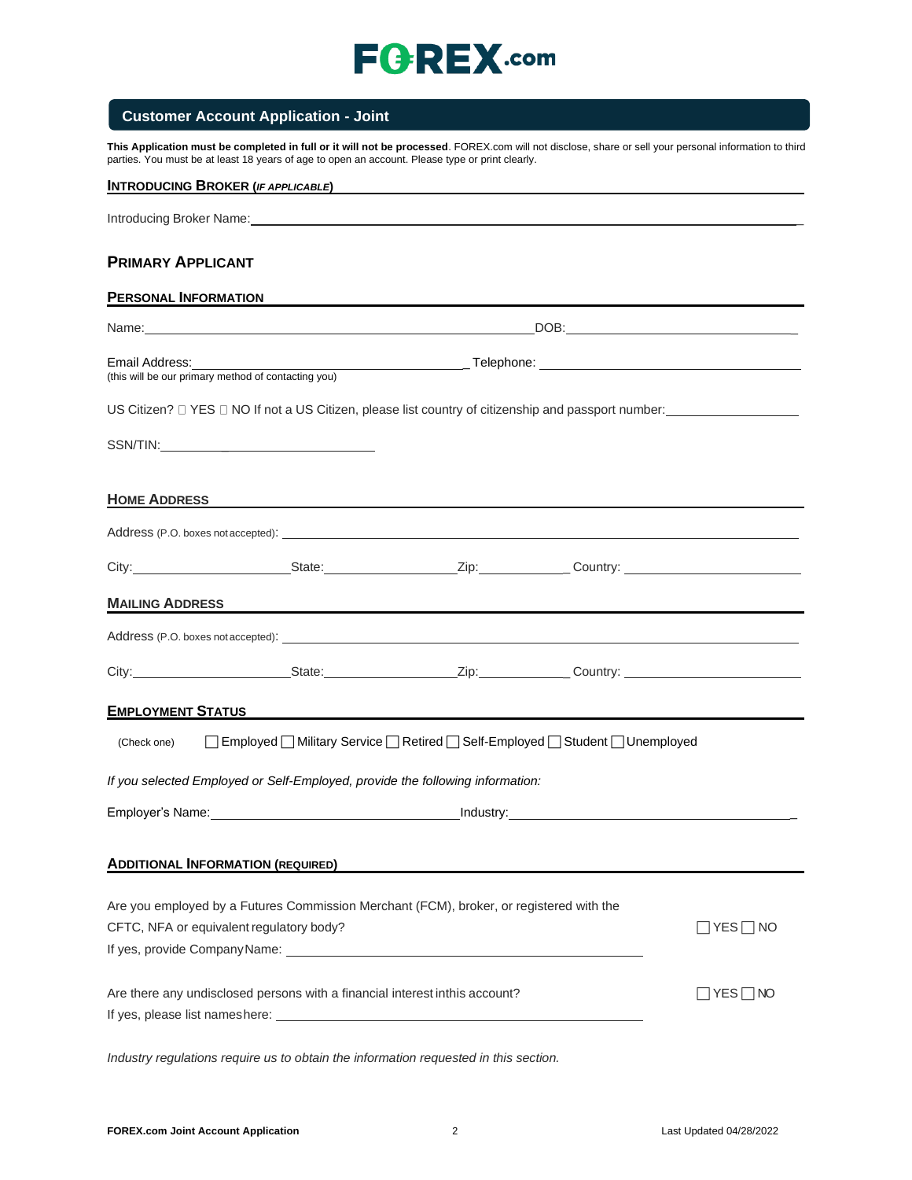# FOREX.com

## Customer Account Application - Joint

**This Application must be completed in full or it will not be processed**. FOREX.com will not disclose, share or sell your personal information to third parties. You must be at least 18 years of age to open an account. Please type or print clearly.

### INTRODUCING BROKER (*IF APPLICABLE*)

Introducing Broker Name: ___________________________________________

## PRIMARY APPLICANT

### PERSONAL INFORMATION

Name: ___________________________________________ DOB: ___________________________

Email Address: ___________________________ Telephone: ___________________________
(this will be our primary method of contacting you)

US Citizen? ☐ YES ☐ NO If not a US Citizen, please list country of citizenship and passport number: ________________

SSN/TIN: ___________________________

### HOME ADDRESS

Address (P.O. boxes not accepted): ___________________________________________

City: ________________ State: ________________ Zip: ____________ Country: ________________

### MAILING ADDRESS

Address (P.O. boxes not accepted): ___________________________________________

City: ________________ State: ________________ Zip: ____________ Country: ________________

### EMPLOYMENT STATUS

(Check one) ☐ Employed ☐ Military Service ☐ Retired ☐ Self-Employed ☐ Student ☐ Unemployed

*If you selected Employed or Self-Employed, provide the following information:*

Employer's Name: ___________________________ Industry: ___________________________

### ADDITIONAL INFORMATION (REQUIRED)

Are you employed by a Futures Commission Merchant (FCM), broker, or registered with the CFTC, NFA or equivalent regulatory body? ☐ YES ☐ NO
If yes, provide Company Name: ___________________________________________

Are there any undisclosed persons with a financial interest in this account? ☐ YES ☐ NO
If yes, please list names here: ___________________________________________

*Industry regulations require us to obtain the information requested in this section.*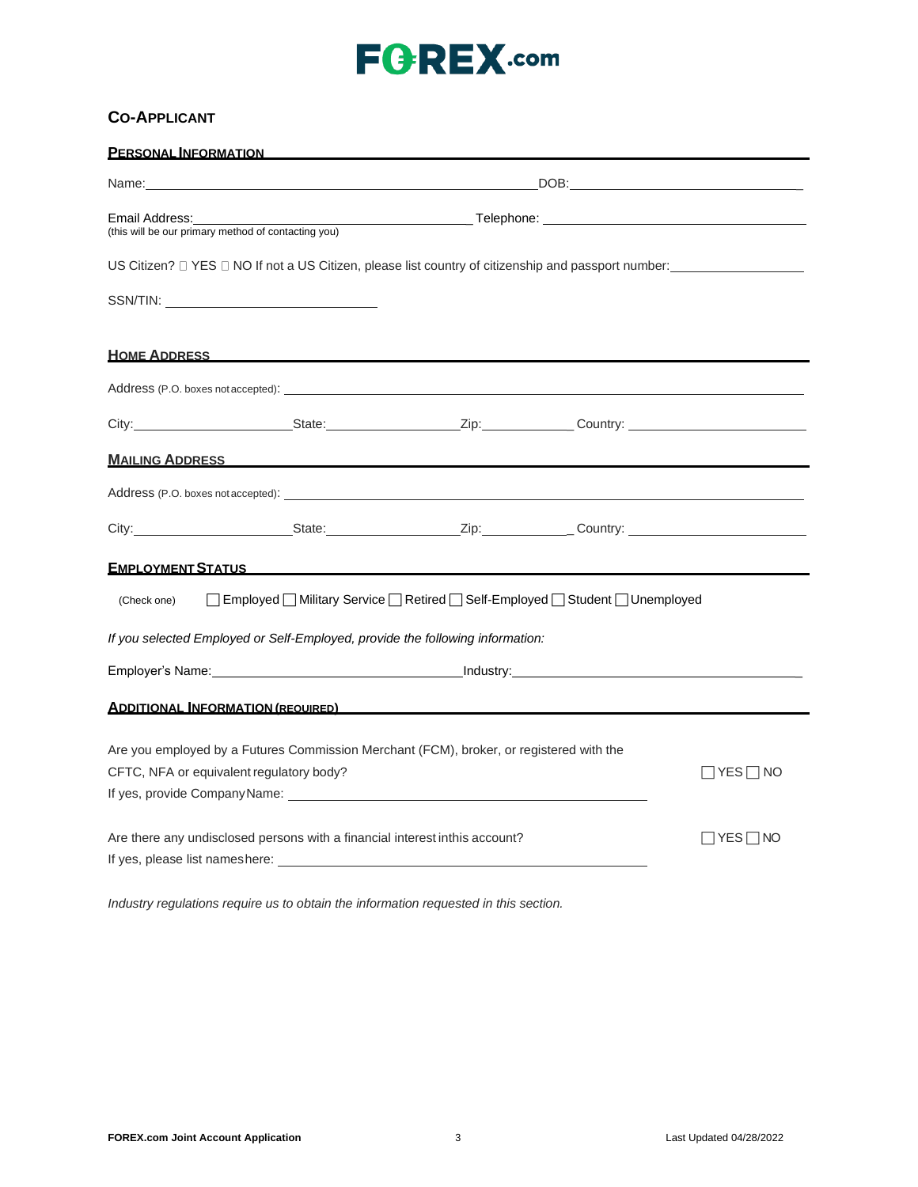# CO-APPLICANT

## PERSONAL INFORMATION

Name: \_\_\_\_\_\_\_\_\_\_\_\_\_\_\_\_\_\_\_\_\_\_\_\_\_\_\_\_\_\_\_\_\_\_\_\_\_\_\_\_ DOB: \_\_\_\_\_\_\_\_\_\_\_\_\_\_\_\_\_\_\_\_\_\_\_\_\_\_\_\_

Email Address: \_\_\_\_\_\_\_\_\_\_\_\_\_\_\_\_\_\_\_\_\_\_\_\_\_\_\_\_\_\_\_\_ Telephone: \_\_\_\_\_\_\_\_\_\_\_\_\_\_\_\_\_\_\_\_\_\_\_\_\_\_\_\_
(this will be our primary method of contacting you)

US Citizen? ☐ YES ☐ NO If not a US Citizen, please list country of citizenship and passport number: \_\_\_\_\_\_\_\_\_\_\_\_\_\_\_\_

SSN/TIN: \_\_\_\_\_\_\_\_\_\_\_\_\_\_\_\_\_\_\_\_\_\_\_\_\_\_

## HOME ADDRESS

Address (P.O. boxes not accepted): \_\_\_\_\_\_\_\_\_\_\_\_\_\_\_\_\_\_\_\_\_\_\_\_\_\_\_\_\_\_\_\_\_\_\_\_\_\_\_\_\_\_\_\_\_\_\_\_\_\_\_\_\_\_\_\_

City: \_\_\_\_\_\_\_\_\_\_\_\_\_\_\_\_\_\_\_\_ State: \_\_\_\_\_\_\_\_\_\_\_\_\_\_\_\_\_\_ Zip: \_\_\_\_\_\_\_\_\_\_\_\_ Country: \_\_\_\_\_\_\_\_\_\_\_\_\_\_\_\_\_\_\_\_\_\_

## MAILING ADDRESS

Address (P.O. boxes not accepted): \_\_\_\_\_\_\_\_\_\_\_\_\_\_\_\_\_\_\_\_\_\_\_\_\_\_\_\_\_\_\_\_\_\_\_\_\_\_\_\_\_\_\_\_\_\_\_\_\_\_\_\_\_\_\_\_

City: \_\_\_\_\_\_\_\_\_\_\_\_\_\_\_\_\_\_\_\_ State: \_\_\_\_\_\_\_\_\_\_\_\_\_\_\_\_\_\_ Zip: \_\_\_\_\_\_\_\_\_\_\_\_ Country: \_\_\_\_\_\_\_\_\_\_\_\_\_\_\_\_\_\_\_\_\_\_

## EMPLOYMENT STATUS

(Check one) ☐ Employed ☐ Military Service ☐ Retired ☐ Self-Employed ☐ Student ☐ Unemployed

*If you selected Employed or Self-Employed, provide the following information:*

Employer's Name: \_\_\_\_\_\_\_\_\_\_\_\_\_\_\_\_\_\_\_\_\_\_\_\_\_\_\_\_\_\_\_\_ Industry: \_\_\_\_\_\_\_\_\_\_\_\_\_\_\_\_\_\_\_\_\_\_\_\_\_\_\_\_\_\_\_\_\_\_\_\_\_

## ADDITIONAL INFORMATION (REQUIRED)

Are you employed by a Futures Commission Merchant (FCM), broker, or registered with the CFTC, NFA or equivalent regulatory body? ☐ YES ☐ NO
If yes, provide Company Name: \_\_\_\_\_\_\_\_\_\_\_\_\_\_\_\_\_\_\_\_\_\_\_\_\_\_\_\_\_\_\_\_\_\_\_\_\_\_\_\_\_\_\_\_\_\_

Are there any undisclosed persons with a financial interest in this account? ☐ YES ☐ NO
If yes, please list names here: \_\_\_\_\_\_\_\_\_\_\_\_\_\_\_\_\_\_\_\_\_\_\_\_\_\_\_\_\_\_\_\_\_\_\_\_\_\_\_\_\_\_\_\_\_\_

*Industry regulations require us to obtain the information requested in this section.*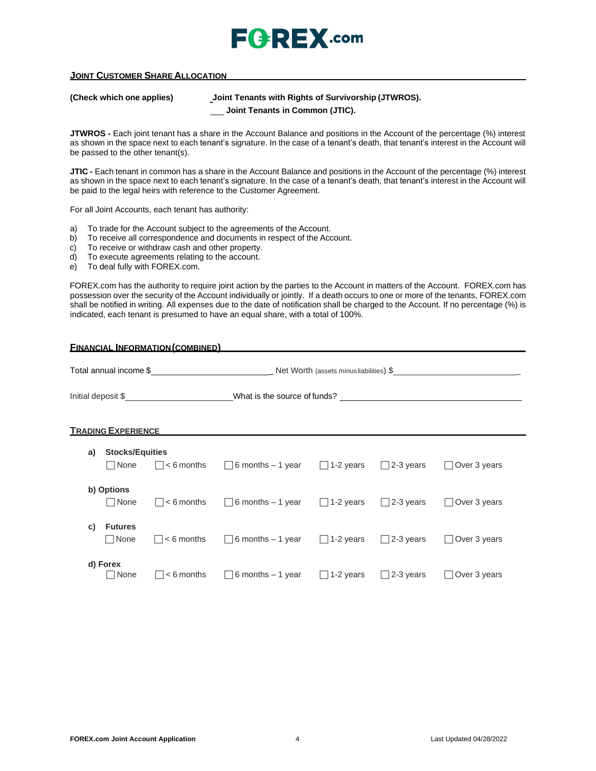## JOINT CUSTOMER SHARE ALLOCATION

**(Check which one applies)** ___ **Joint Tenants with Rights of Survivorship (JTWROS).**

___ **Joint Tenants in Common (JTIC).**

**JTWROS -** Each joint tenant has a share in the Account Balance and positions in the Account of the percentage (%) interest as shown in the space next to each tenant's signature. In the case of a tenant's death, that tenant's interest in the Account will be passed to the other tenant(s).

**JTIC -** Each tenant in common has a share in the Account Balance and positions in the Account of the percentage (%) interest as shown in the space next to each tenant's signature. In the case of a tenant's death, that tenant's interest in the Account will be paid to the legal heirs with reference to the Customer Agreement.

For all Joint Accounts, each tenant has authority:

a) To trade for the Account subject to the agreements of the Account.
b) To receive all correspondence and documents in respect of the Account.
c) To receive or withdraw cash and other property.
d) To execute agreements relating to the account.
e) To deal fully with FOREX.com.

FOREX.com has the authority to require joint action by the parties to the Account in matters of the Account. FOREX.com has possession over the security of the Account individually or jointly. If a death occurs to one or more of the tenants, FOREX.com shall be notified in writing. All expenses due to the date of notification shall be charged to the Account. If no percentage (%) is indicated, each tenant is presumed to have an equal share, with a total of 100%.

## FINANCIAL INFORMATION (COMBINED)

Total annual income $________________________ Net Worth (assets minus liabilities) $________________________

Initial deposit $____________________ What is the source of funds? ____________________________________

## TRADING EXPERIENCE

**a) Stocks/Equities**

☐ None ☐ < 6 months ☐ 6 months – 1 year ☐ 1-2 years ☐ 2-3 years ☐ Over 3 years

**b) Options**

☐ None ☐ < 6 months ☐ 6 months – 1 year ☐ 1-2 years ☐ 2-3 years ☐ Over 3 years

**c) Futures**

☐ None ☐ < 6 months ☐ 6 months – 1 year ☐ 1-2 years ☐ 2-3 years ☐ Over 3 years

**d) Forex**

☐ None ☐ < 6 months ☐ 6 months – 1 year ☐ 1-2 years ☐ 2-3 years ☐ Over 3 years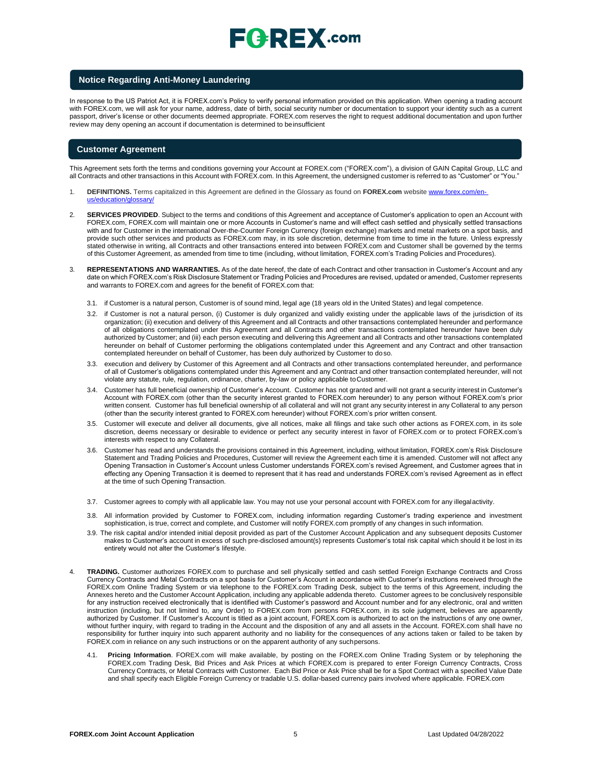## Notice Regarding Anti-Money Laundering

In response to the US Patriot Act, it is FOREX.com's Policy to verify personal information provided on this application. When opening a trading account with FOREX.com, we will ask for your name, address, date of birth, social security number or documentation to support your identity such as a current passport, driver's license or other documents deemed appropriate. FOREX.com reserves the right to request additional documentation and upon further review may deny opening an account if documentation is determined to be insufficient

## Customer Agreement

This Agreement sets forth the terms and conditions governing your Account at FOREX.com ("FOREX.com"), a division of GAIN Capital Group, LLC and all Contracts and other transactions in this Account with FOREX.com. In this Agreement, the undersigned customer is referred to as "Customer" or "You."

1. **DEFINITIONS.** Terms capitalized in this Agreement are defined in the Glossary as found on **FOREX.com** website [www.forex.com/en-us/education/glossary/](www.forex.com/en-us/education/glossary/)

2. **SERVICES PROVIDED**. Subject to the terms and conditions of this Agreement and acceptance of Customer's application to open an Account with FOREX.com, FOREX.com will maintain one or more Accounts in Customer's name and will effect cash settled and physically settled transactions with and for Customer in the international Over-the-Counter Foreign Currency (foreign exchange) markets and metal markets on a spot basis, and provide such other services and products as FOREX.com may, in its sole discretion, determine from time to time in the future. Unless expressly stated otherwise in writing, all Contracts and other transactions entered into between FOREX.com and Customer shall be governed by the terms of this Customer Agreement, as amended from time to time (including, without limitation, FOREX.com's Trading Policies and Procedures).

3. **REPRESENTATIONS AND WARRANTIES.** As of the date hereof, the date of each Contract and other transaction in Customer's Account and any date on which FOREX.com's Risk Disclosure Statement or Trading Policies and Procedures are revised, updated or amended, Customer represents and warrants to FOREX.com and agrees for the benefit of FOREX.com that:

   3.1. if Customer is a natural person, Customer is of sound mind, legal age (18 years old in the United States) and legal competence.

   3.2. if Customer is not a natural person, (i) Customer is duly organized and validly existing under the applicable laws of the jurisdiction of its organization; (ii) execution and delivery of this Agreement and all Contracts and other transactions contemplated hereunder and performance of all obligations contemplated under this Agreement and all Contracts and other transactions contemplated hereunder have been duly authorized by Customer; and (iii) each person executing and delivering this Agreement and all Contracts and other transactions contemplated hereunder on behalf of Customer performing the obligations contemplated under this Agreement and any Contract and other transaction contemplated hereunder on behalf of Customer, has been duly authorized by Customer to do so.

   3.3. execution and delivery by Customer of this Agreement and all Contracts and other transactions contemplated hereunder, and performance of all of Customer's obligations contemplated under this Agreement and any Contract and other transaction contemplated hereunder, will not violate any statute, rule, regulation, ordinance, charter, by-law or policy applicable to Customer.

   3.4. Customer has full beneficial ownership of Customer's Account. Customer has not granted and will not grant a security interest in Customer's Account with FOREX.com (other than the security interest granted to FOREX.com hereunder) to any person without FOREX.com's prior written consent. Customer has full beneficial ownership of all collateral and will not grant any security interest in any Collateral to any person (other than the security interest granted to FOREX.com hereunder) without FOREX.com's prior written consent.

   3.5. Customer will execute and deliver all documents, give all notices, make all filings and take such other actions as FOREX.com, in its sole discretion, deems necessary or desirable to evidence or perfect any security interest in favor of FOREX.com or to protect FOREX.com's interests with respect to any Collateral.

   3.6. Customer has read and understands the provisions contained in this Agreement, including, without limitation, FOREX.com's Risk Disclosure Statement and Trading Policies and Procedures, Customer will review the Agreement each time it is amended. Customer will not affect any Opening Transaction in Customer's Account unless Customer understands FOREX.com's revised Agreement, and Customer agrees that in effecting any Opening Transaction it is deemed to represent that it has read and understands FOREX.com's revised Agreement as in effect at the time of such Opening Transaction.

   3.7. Customer agrees to comply with all applicable law. You may not use your personal account with FOREX.com for any illegal activity.

   3.8. All information provided by Customer to FOREX.com, including information regarding Customer's trading experience and investment sophistication, is true, correct and complete, and Customer will notify FOREX.com promptly of any changes in such information.

   3.9. The risk capital and/or intended initial deposit provided as part of the Customer Account Application and any subsequent deposits Customer makes to Customer's account in excess of such pre-disclosed amount(s) represents Customer's total risk capital which should it be lost in its entirety would not alter the Customer's lifestyle.

4. **TRADING.** Customer authorizes FOREX.com to purchase and sell physically settled and cash settled Foreign Exchange Contracts and Cross Currency Contracts and Metal Contracts on a spot basis for Customer's Account in accordance with Customer's instructions received through the FOREX.com Online Trading System or via telephone to the FOREX.com Trading Desk, subject to the terms of this Agreement, including the Annexes hereto and the Customer Account Application, including any applicable addenda thereto. Customer agrees to be conclusively responsible for any instruction received electronically that is identified with Customer's password and Account number and for any electronic, oral and written instruction (including, but not limited to, any Order) to FOREX.com from persons FOREX.com, in its sole judgment, believes are apparently authorized by Customer. If Customer's Account is titled as a joint account, FOREX.com is authorized to act on the instructions of any one owner, without further inquiry, with regard to trading in the Account and the disposition of any and all assets in the Account. FOREX.com shall have no responsibility for further inquiry into such apparent authority and no liability for the consequences of any actions taken or failed to be taken by FOREX.com in reliance on any such instructions or on the apparent authority of any such persons.

   4.1. **Pricing Information**. FOREX.com will make available, by posting on the FOREX.com Online Trading System or by telephoning the FOREX.com Trading Desk, Bid Prices and Ask Prices at which FOREX.com is prepared to enter Foreign Currency Contracts, Cross Currency Contracts, or Metal Contracts with Customer. Each Bid Price or Ask Price shall be for a Spot Contract with a specified Value Date and shall specify each Eligible Foreign Currency or tradable U.S. dollar-based currency pairs involved where applicable. FOREX.com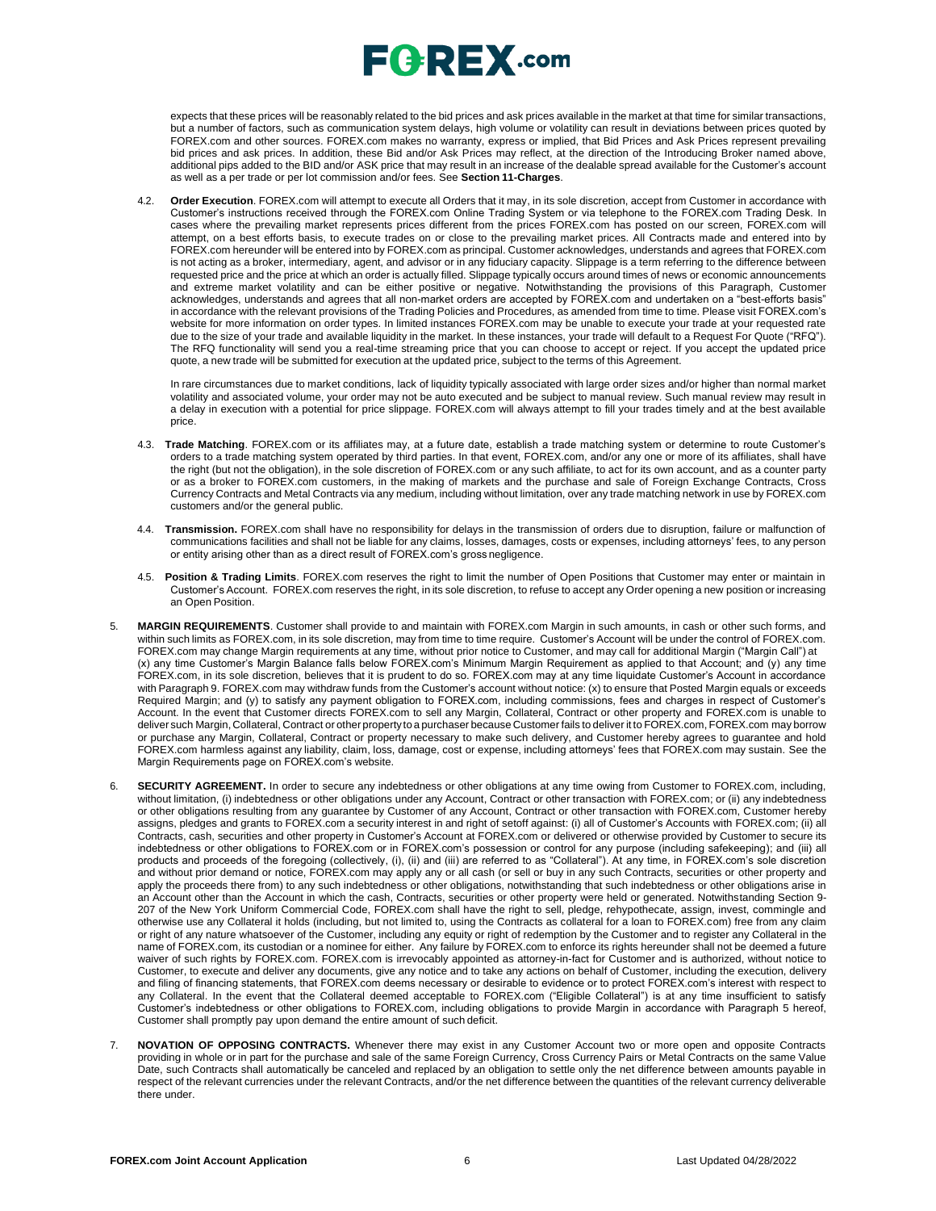expects that these prices will be reasonably related to the bid prices and ask prices available in the market at that time for similar transactions, but a number of factors, such as communication system delays, high volume or volatility can result in deviations between prices quoted by FOREX.com and other sources. FOREX.com makes no warranty, express or implied, that Bid Prices and Ask Prices represent prevailing bid prices and ask prices. In addition, these Bid and/or Ask Prices may reflect, at the direction of the Introducing Broker named above, additional pips added to the BID and/or ASK price that may result in an increase of the dealable spread available for the Customer's account as well as a per trade or per lot commission and/or fees. See **Section 11-Charges**.

4.2. **Order Execution**. FOREX.com will attempt to execute all Orders that it may, in its sole discretion, accept from Customer in accordance with Customer's instructions received through the FOREX.com Online Trading System or via telephone to the FOREX.com Trading Desk. In cases where the prevailing market represents prices different from the prices FOREX.com has posted on our screen, FOREX.com will attempt, on a best efforts basis, to execute trades on or close to the prevailing market prices. All Contracts made and entered into by FOREX.com hereunder will be entered into by FOREX.com as principal. Customer acknowledges, understands and agrees that FOREX.com is not acting as a broker, intermediary, agent, and advisor or in any fiduciary capacity. Slippage is a term referring to the difference between requested price and the price at which an order is actually filled. Slippage typically occurs around times of news or economic announcements and extreme market volatility and can be either positive or negative. Notwithstanding the provisions of this Paragraph, Customer acknowledges, understands and agrees that all non-market orders are accepted by FOREX.com and undertaken on a "best-efforts basis" in accordance with the relevant provisions of the Trading Policies and Procedures, as amended from time to time. Please visit FOREX.com's website for more information on order types. In limited instances FOREX.com may be unable to execute your trade at your requested rate due to the size of your trade and available liquidity in the market. In these instances, your trade will default to a Request For Quote ("RFQ"). The RFQ functionality will send you a real-time streaming price that you can choose to accept or reject. If you accept the updated price quote, a new trade will be submitted for execution at the updated price, subject to the terms of this Agreement.

In rare circumstances due to market conditions, lack of liquidity typically associated with large order sizes and/or higher than normal market volatility and associated volume, your order may not be auto executed and be subject to manual review. Such manual review may result in a delay in execution with a potential for price slippage. FOREX.com will always attempt to fill your trades timely and at the best available price.

4.3. **Trade Matching**. FOREX.com or its affiliates may, at a future date, establish a trade matching system or determine to route Customer's orders to a trade matching system operated by third parties. In that event, FOREX.com, and/or any one or more of its affiliates, shall have the right (but not the obligation), in the sole discretion of FOREX.com or any such affiliate, to act for its own account, and as a counter party or as a broker to FOREX.com customers, in the making of markets and the purchase and sale of Foreign Exchange Contracts, Cross Currency Contracts and Metal Contracts via any medium, including without limitation, over any trade matching network in use by FOREX.com customers and/or the general public.

4.4. **Transmission.** FOREX.com shall have no responsibility for delays in the transmission of orders due to disruption, failure or malfunction of communications facilities and shall not be liable for any claims, losses, damages, costs or expenses, including attorneys' fees, to any person or entity arising other than as a direct result of FOREX.com's gross negligence.

4.5. **Position & Trading Limits**. FOREX.com reserves the right to limit the number of Open Positions that Customer may enter or maintain in Customer's Account. FOREX.com reserves the right, in its sole discretion, to refuse to accept any Order opening a new position or increasing an Open Position.

5. **MARGIN REQUIREMENTS**. Customer shall provide to and maintain with FOREX.com Margin in such amounts, in cash or other such forms, and within such limits as FOREX.com, in its sole discretion, may from time to time require. Customer's Account will be under the control of FOREX.com. FOREX.com may change Margin requirements at any time, without prior notice to Customer, and may call for additional Margin ("Margin Call") at (x) any time Customer's Margin Balance falls below FOREX.com's Minimum Margin Requirement as applied to that Account; and (y) any time FOREX.com, in its sole discretion, believes that it is prudent to do so. FOREX.com may at any time liquidate Customer's Account in accordance with Paragraph 9. FOREX.com may withdraw funds from the Customer's account without notice: (x) to ensure that Posted Margin equals or exceeds Required Margin; and (y) to satisfy any payment obligation to FOREX.com, including commissions, fees and charges in respect of Customer's Account. In the event that Customer directs FOREX.com to sell any Margin, Collateral, Contract or other property and FOREX.com is unable to deliver such Margin, Collateral, Contract or other property to a purchaser because Customer fails to deliver it to FOREX.com, FOREX.com may borrow or purchase any Margin, Collateral, Contract or property necessary to make such delivery, and Customer hereby agrees to guarantee and hold FOREX.com harmless against any liability, claim, loss, damage, cost or expense, including attorneys' fees that FOREX.com may sustain. See the Margin Requirements page on FOREX.com's website.

6. **SECURITY AGREEMENT.** In order to secure any indebtedness or other obligations at any time owing from Customer to FOREX.com, including, without limitation, (i) indebtedness or other obligations under any Account, Contract or other transaction with FOREX.com; or (ii) any indebtedness or other obligations resulting from any guarantee by Customer of any Account, Contract or other transaction with FOREX.com, Customer hereby assigns, pledges and grants to FOREX.com a security interest in and right of setoff against: (i) all of Customer's Accounts with FOREX.com; (ii) all Contracts, cash, securities and other property in Customer's Account at FOREX.com or delivered or otherwise provided by Customer to secure its indebtedness or other obligations to FOREX.com or in FOREX.com's possession or control for any purpose (including safekeeping); and (iii) all products and proceeds of the foregoing (collectively, (i), (ii) and (iii) are referred to as "Collateral"). At any time, in FOREX.com's sole discretion and without prior demand or notice, FOREX.com may apply any or all cash (or sell or buy in any such Contracts, securities or other property and apply the proceeds there from) to any such indebtedness or other obligations, notwithstanding that such indebtedness or other obligations arise in an Account other than the Account in which the cash, Contracts, securities or other property were held or generated. Notwithstanding Section 9-207 of the New York Uniform Commercial Code, FOREX.com shall have the right to sell, pledge, rehypothecate, assign, invest, commingle and otherwise use any Collateral it holds (including, but not limited to, using the Contracts as collateral for a loan to FOREX.com) free from any claim or right of any nature whatsoever of the Customer, including any equity or right of redemption by the Customer and to register any Collateral in the name of FOREX.com, its custodian or a nominee for either. Any failure by FOREX.com to enforce its rights hereunder shall not be deemed a future waiver of such rights by FOREX.com. FOREX.com is irrevocably appointed as attorney-in-fact for Customer and is authorized, without notice to Customer, to execute and deliver any documents, give any notice and to take any actions on behalf of Customer, including the execution, delivery and filing of financing statements, that FOREX.com deems necessary or desirable to evidence or to protect FOREX.com's interest with respect to any Collateral. In the event that the Collateral deemed acceptable to FOREX.com ("Eligible Collateral") is at any time insufficient to satisfy Customer's indebtedness or other obligations to FOREX.com, including obligations to provide Margin in accordance with Paragraph 5 hereof, Customer shall promptly pay upon demand the entire amount of such deficit.

7. **NOVATION OF OPPOSING CONTRACTS.** Whenever there may exist in any Customer Account two or more open and opposite Contracts providing in whole or in part for the purchase and sale of the same Foreign Currency, Cross Currency Pairs or Metal Contracts on the same Value Date, such Contracts shall automatically be canceled and replaced by an obligation to settle only the net difference between amounts payable in respect of the relevant currencies under the relevant Contracts, and/or the net difference between the quantities of the relevant currency deliverable there under.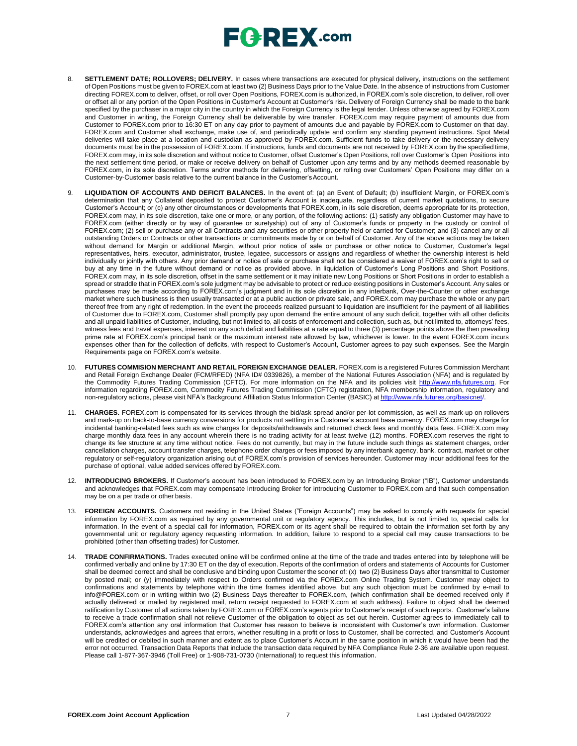8. **SETTLEMENT DATE; ROLLOVERS; DELIVERY.** In cases where transactions are executed for physical delivery, instructions on the settlement of Open Positions must be given to FOREX.com at least two (2) Business Days prior to the Value Date. In the absence of instructions from Customer directing FOREX.com to deliver, offset, or roll over Open Positions, FOREX.com is authorized, in FOREX.com's sole discretion, to deliver, roll over or offset all or any portion of the Open Positions in Customer's Account at Customer's risk. Delivery of Foreign Currency shall be made to the bank specified by the purchaser in a major city in the country in which the Foreign Currency is the legal tender. Unless otherwise agreed by FOREX.com and Customer in writing, the Foreign Currency shall be deliverable by wire transfer. FOREX.com may require payment of amounts due from Customer to FOREX.com prior to 16:30 ET on any day prior to payment of amounts due and payable by FOREX.com to Customer on that day. FOREX.com and Customer shall exchange, make use of, and periodically update and confirm any standing payment instructions. Spot Metal deliveries will take place at a location and custodian as approved by FOREX.com. Sufficient funds to take delivery or the necessary delivery documents must be in the possession of FOREX.com. If instructions, funds and documents are not received by FOREX.com by the specified time, FOREX.com may, in its sole discretion and without notice to Customer, offset Customer's Open Positions, roll over Customer's Open Positions into the next settlement time period, or make or receive delivery on behalf of Customer upon any terms and by any methods deemed reasonable by FOREX.com, in its sole discretion. Terms and/or methods for delivering, offsetting, or rolling over Customers' Open Positions may differ on a Customer-by-Customer basis relative to the current balance in the Customer's Account.

9. **LIQUIDATION OF ACCOUNTS AND DEFICIT BALANCES.** In the event of: (a) an Event of Default; (b) insufficient Margin, or FOREX.com's determination that any Collateral deposited to protect Customer's Account is inadequate, regardless of current market quotations, to secure Customer's Account; or (c) any other circumstances or developments that FOREX.com, in its sole discretion, deems appropriate for its protection, FOREX.com may, in its sole discretion, take one or more, or any portion, of the following actions: (1) satisfy any obligation Customer may have to FOREX.com (either directly or by way of guarantee or suretyship) out of any of Customer's funds or property in the custody or control of FOREX.com; (2) sell or purchase any or all Contracts and any securities or other property held or carried for Customer; and (3) cancel any or all outstanding Orders or Contracts or other transactions or commitments made by or on behalf of Customer. Any of the above actions may be taken without demand for Margin or additional Margin, without prior notice of sale or purchase or other notice to Customer, Customer's legal representatives, heirs, executor, administrator, trustee, legatee, successors or assigns and regardless of whether the ownership interest is held individually or jointly with others. Any prior demand or notice of sale or purchase shall not be considered a waiver of FOREX.com's right to sell or buy at any time in the future without demand or notice as provided above. In liquidation of Customer's Long Positions and Short Positions, FOREX.com may, in its sole discretion, offset in the same settlement or it may initiate new Long Positions or Short Positions in order to establish a spread or straddle that in FOREX.com's sole judgment may be advisable to protect or reduce existing positions in Customer's Account. Any sales or purchases may be made according to FOREX.com's judgment and in its sole discretion in any interbank, Over-the-Counter or other exchange market where such business is then usually transacted or at a public auction or private sale, and FOREX.com may purchase the whole or any part thereof free from any right of redemption. In the event the proceeds realized pursuant to liquidation are insufficient for the payment of all liabilities of Customer due to FOREX.com, Customer shall promptly pay upon demand the entire amount of any such deficit, together with all other deficits and all unpaid liabilities of Customer, including, but not limited to, all costs of enforcement and collection, such as, but not limited to, attorneys' fees, witness fees and travel expenses, interest on any such deficit and liabilities at a rate equal to three (3) percentage points above the then prevailing prime rate at FOREX.com's principal bank or the maximum interest rate allowed by law, whichever is lower. In the event FOREX.com incurs expenses other than for the collection of deficits, with respect to Customer's Account, Customer agrees to pay such expenses. See the Margin Requirements page on FOREX.com's website.

10. **FUTURES COMMISION MERCHANT AND RETAIL FOREIGN EXCHANGE DEALER.** FOREX.com is a registered Futures Commission Merchant and Retail Foreign Exchange Dealer (FCM/RFED) (NFA ID# 0339826), a member of the National Futures Association (NFA) and is regulated by the Commodity Futures Trading Commission (CFTC). For more information on the NFA and its policies visit http://www.nfa.futures.org. For information regarding FOREX.com, Commodity Futures Trading Commission (CFTC) registration, NFA membership information, regulatory and non-regulatory actions, please visit NFA's Background Affiliation Status Information Center (BASIC) at http://www.nfa.futures.org/basicnet/.

11. **CHARGES.** FOREX.com is compensated for its services through the bid/ask spread and/or per-lot commission, as well as mark-up on rollovers and mark-up on back-to-base currency conversions for products not settling in a Customer's account base currency. FOREX.com may charge for incidental banking-related fees such as wire charges for deposits/withdrawals and returned check fees and monthly data fees. FOREX.com may charge monthly data fees in any account wherein there is no trading activity for at least twelve (12) months. FOREX.com reserves the right to change its fee structure at any time without notice. Fees do not currently, but may in the future include such things as statement charges, order cancellation charges, account transfer charges, telephone order charges or fees imposed by any interbank agency, bank, contract, market or other regulatory or self-regulatory organization arising out of FOREX.com's provision of services hereunder. Customer may incur additional fees for the purchase of optional, value added services offered by FOREX.com.

12. **INTRODUCING BROKERS.** If Customer's account has been introduced to FOREX.com by an Introducing Broker ("IB"), Customer understands and acknowledges that FOREX.com may compensate Introducing Broker for introducing Customer to FOREX.com and that such compensation may be on a per trade or other basis.

13. **FOREIGN ACCOUNTS.** Customers not residing in the United States ("Foreign Accounts") may be asked to comply with requests for special information by FOREX.com as required by any governmental unit or regulatory agency. This includes, but is not limited to, special calls for information. In the event of a special call for information, FOREX.com or its agent shall be required to obtain the information set forth by any governmental unit or regulatory agency requesting information. In addition, failure to respond to a special call may cause transactions to be prohibited (other than offsetting trades) for Customer.

14. **TRADE CONFIRMATIONS.** Trades executed online will be confirmed online at the time of the trade and trades entered into by telephone will be confirmed verbally and online by 17:30 ET on the day of execution. Reports of the confirmation of orders and statements of Accounts for Customer shall be deemed correct and shall be conclusive and binding upon Customer the sooner of: (x) two (2) Business Days after transmittal to Customer by posted mail; or (y) immediately with respect to Orders confirmed via the FOREX.com Online Trading System. Customer may object to confirmations and statements by telephone within the time frames identified above, but any such objection must be confirmed by e-mail to info@FOREX.com or in writing within two (2) Business Days thereafter to FOREX.com, (which confirmation shall be deemed received only if actually delivered or mailed by registered mail, return receipt requested to FOREX.com at such address). Failure to object shall be deemed ratification by Customer of all actions taken by FOREX.com or FOREX.com's agents prior to Customer's receipt of such reports. Customer's failure to receive a trade confirmation shall not relieve Customer of the obligation to object as set out herein. Customer agrees to immediately call to FOREX.com's attention any oral information that Customer has reason to believe is inconsistent with Customer's own information. Customer understands, acknowledges and agrees that errors, whether resulting in a profit or loss to Customer, shall be corrected, and Customer's Account will be credited or debited in such manner and extent as to place Customer's Account in the same position in which it would have been had the error not occurred. Transaction Data Reports that include the transaction data required by NFA Compliance Rule 2-36 are available upon request. Please call 1-877-367-3946 (Toll Free) or 1-908-731-0730 (International) to request this information.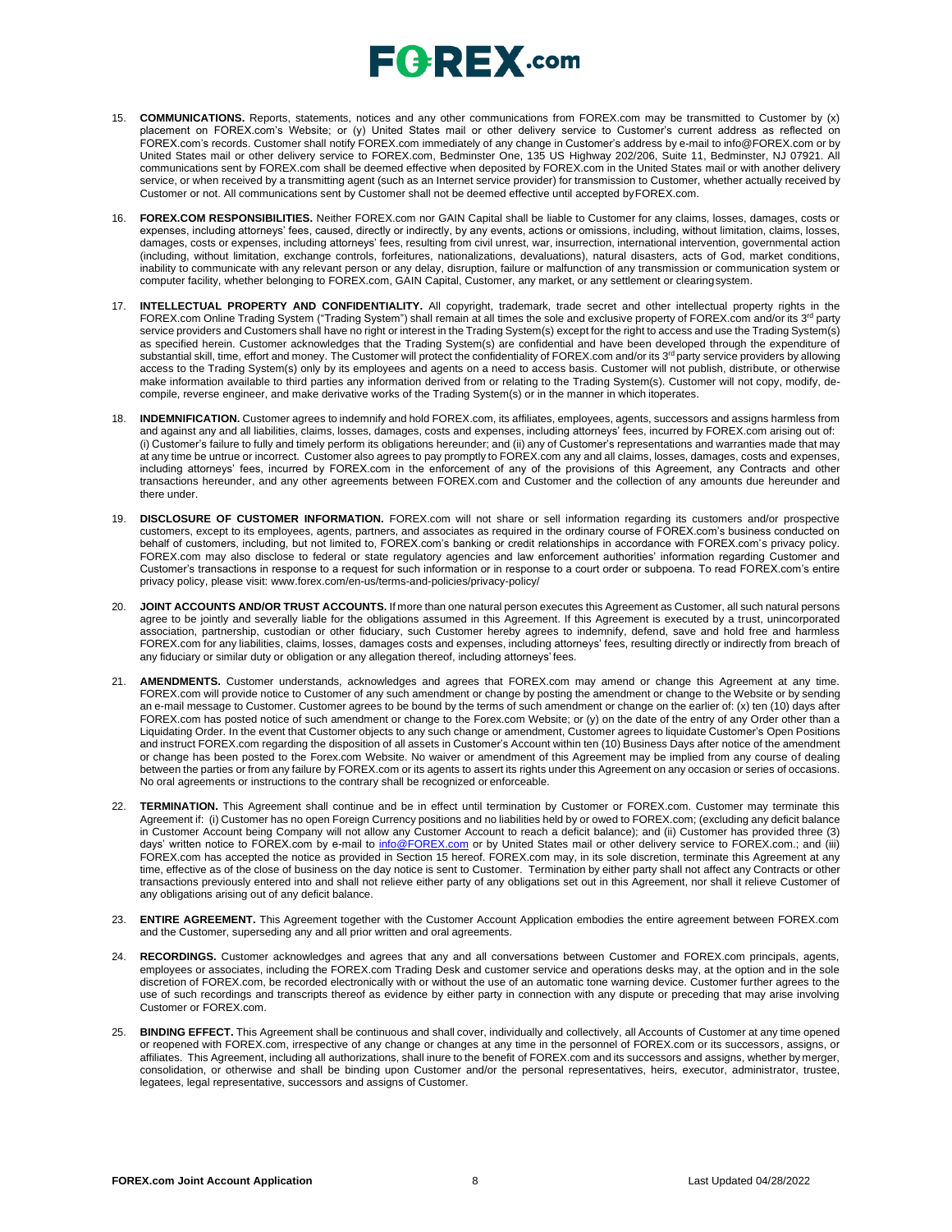15. **COMMUNICATIONS.** Reports, statements, notices and any other communications from FOREX.com may be transmitted to Customer by (x) placement on FOREX.com's Website; or (y) United States mail or other delivery service to Customer's current address as reflected on FOREX.com's records. Customer shall notify FOREX.com immediately of any change in Customer's address by e-mail to info@FOREX.com or by United States mail or other delivery service to FOREX.com, Bedminster One, 135 US Highway 202/206, Suite 11, Bedminster, NJ 07921. All communications sent by FOREX.com shall be deemed effective when deposited by FOREX.com in the United States mail or with another delivery service, or when received by a transmitting agent (such as an Internet service provider) for transmission to Customer, whether actually received by Customer or not. All communications sent by Customer shall not be deemed effective until accepted by FOREX.com.

16. **FOREX.COM RESPONSIBILITIES.** Neither FOREX.com nor GAIN Capital shall be liable to Customer for any claims, losses, damages, costs or expenses, including attorneys' fees, caused, directly or indirectly, by any events, actions or omissions, including, without limitation, claims, losses, damages, costs or expenses, including attorneys' fees, resulting from civil unrest, war, insurrection, international intervention, governmental action (including, without limitation, exchange controls, forfeitures, nationalizations, devaluations), natural disasters, acts of God, market conditions, inability to communicate with any relevant person or any delay, disruption, failure or malfunction of any transmission or communication system or computer facility, whether belonging to FOREX.com, GAIN Capital, Customer, any market, or any settlement or clearing system.

17. **INTELLECTUAL PROPERTY AND CONFIDENTIALITY.** All copyright, trademark, trade secret and other intellectual property rights in the FOREX.com Online Trading System ("Trading System") shall remain at all times the sole and exclusive property of FOREX.com and/or its 3rd party service providers and Customers shall have no right or interest in the Trading System(s) except for the right to access and use the Trading System(s) as specified herein. Customer acknowledges that the Trading System(s) are confidential and have been developed through the expenditure of substantial skill, time, effort and money. The Customer will protect the confidentiality of FOREX.com and/or its 3rd party service providers by allowing access to the Trading System(s) only by its employees and agents on a need to access basis. Customer will not publish, distribute, or otherwise make information available to third parties any information derived from or relating to the Trading System(s). Customer will not copy, modify, de-compile, reverse engineer, and make derivative works of the Trading System(s) or in the manner in which it operates.

18. **INDEMNIFICATION.** Customer agrees to indemnify and hold FOREX.com, its affiliates, employees, agents, successors and assigns harmless from and against any and all liabilities, claims, losses, damages, costs and expenses, including attorneys' fees, incurred by FOREX.com arising out of: (i) Customer's failure to fully and timely perform its obligations hereunder; and (ii) any of Customer's representations and warranties made that may at any time be untrue or incorrect. Customer also agrees to pay promptly to FOREX.com any and all claims, losses, damages, costs and expenses, including attorneys' fees, incurred by FOREX.com in the enforcement of any of the provisions of this Agreement, any Contracts and other transactions hereunder, and any other agreements between FOREX.com and Customer and the collection of any amounts due hereunder and there under.

19. **DISCLOSURE OF CUSTOMER INFORMATION.** FOREX.com will not share or sell information regarding its customers and/or prospective customers, except to its employees, agents, partners, and associates as required in the ordinary course of FOREX.com's business conducted on behalf of customers, including, but not limited to, FOREX.com's banking or credit relationships in accordance with FOREX.com's privacy policy. FOREX.com may also disclose to federal or state regulatory agencies and law enforcement authorities' information regarding Customer and Customer's transactions in response to a request for such information or in response to a court order or subpoena. To read FOREX.com's entire privacy policy, please visit: www.forex.com/en-us/terms-and-policies/privacy-policy/

20. **JOINT ACCOUNTS AND/OR TRUST ACCOUNTS.** If more than one natural person executes this Agreement as Customer, all such natural persons agree to be jointly and severally liable for the obligations assumed in this Agreement. If this Agreement is executed by a trust, unincorporated association, partnership, custodian or other fiduciary, such Customer hereby agrees to indemnify, defend, save and hold free and harmless FOREX.com for any liabilities, claims, losses, damages costs and expenses, including attorneys' fees, resulting directly or indirectly from breach of any fiduciary or similar duty or obligation or any allegation thereof, including attorneys' fees.

21. **AMENDMENTS.** Customer understands, acknowledges and agrees that FOREX.com may amend or change this Agreement at any time. FOREX.com will provide notice to Customer of any such amendment or change by posting the amendment or change to the Website or by sending an e-mail message to Customer. Customer agrees to be bound by the terms of such amendment or change on the earlier of: (x) ten (10) days after FOREX.com has posted notice of such amendment or change to the Forex.com Website; or (y) on the date of the entry of any Order other than a Liquidating Order. In the event that Customer objects to any such change or amendment, Customer agrees to liquidate Customer's Open Positions and instruct FOREX.com regarding the disposition of all assets in Customer's Account within ten (10) Business Days after notice of the amendment or change has been posted to the Forex.com Website. No waiver or amendment of this Agreement may be implied from any course of dealing between the parties or from any failure by FOREX.com or its agents to assert its rights under this Agreement on any occasion or series of occasions. No oral agreements or instructions to the contrary shall be recognized or enforceable.

22. **TERMINATION.** This Agreement shall continue and be in effect until termination by Customer or FOREX.com. Customer may terminate this Agreement if: (i) Customer has no open Foreign Currency positions and no liabilities held by or owed to FOREX.com; (excluding any deficit balance in Customer Account being Company will not allow any Customer Account to reach a deficit balance); and (ii) Customer has provided three (3) days' written notice to FOREX.com by e-mail to info@FOREX.com or by United States mail or other delivery service to FOREX.com.; and (iii) FOREX.com has accepted the notice as provided in Section 15 hereof. FOREX.com may, in its sole discretion, terminate this Agreement at any time, effective as of the close of business on the day notice is sent to Customer. Termination by either party shall not affect any Contracts or other transactions previously entered into and shall not relieve either party of any obligations set out in this Agreement, nor shall it relieve Customer of any obligations arising out of any deficit balance.

23. **ENTIRE AGREEMENT.** This Agreement together with the Customer Account Application embodies the entire agreement between FOREX.com and the Customer, superseding any and all prior written and oral agreements.

24. **RECORDINGS.** Customer acknowledges and agrees that any and all conversations between Customer and FOREX.com principals, agents, employees or associates, including the FOREX.com Trading Desk and customer service and operations desks may, at the option and in the sole discretion of FOREX.com, be recorded electronically with or without the use of an automatic tone warning device. Customer further agrees to the use of such recordings and transcripts thereof as evidence by either party in connection with any dispute or preceding that may arise involving Customer or FOREX.com.

25. **BINDING EFFECT.** This Agreement shall be continuous and shall cover, individually and collectively, all Accounts of Customer at any time opened or reopened with FOREX.com, irrespective of any change or changes at any time in the personnel of FOREX.com or its successors, assigns, or affiliates. This Agreement, including all authorizations, shall inure to the benefit of FOREX.com and its successors and assigns, whether by merger, consolidation, or otherwise and shall be binding upon Customer and/or the personal representatives, heirs, executor, administrator, trustee, legatees, legal representative, successors and assigns of Customer.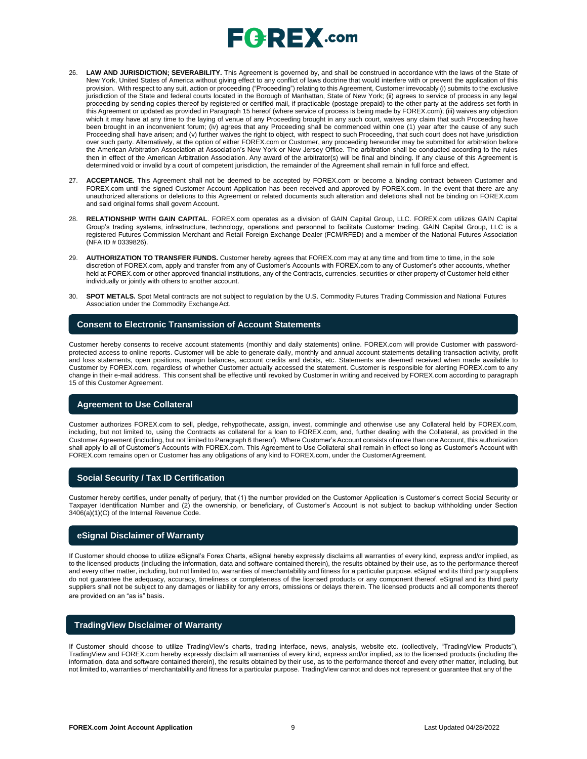26. **LAW AND JURISDICTION; SEVERABILITY.** This Agreement is governed by, and shall be construed in accordance with the laws of the State of New York, United States of America without giving effect to any conflict of laws doctrine that would interfere with or prevent the application of this provision. With respect to any suit, action or proceeding ("Proceeding") relating to this Agreement, Customer irrevocably (i) submits to the exclusive jurisdiction of the State and federal courts located in the Borough of Manhattan, State of New York; (ii) agrees to service of process in any legal proceeding by sending copies thereof by registered or certified mail, if practicable (postage prepaid) to the other party at the address set forth in this Agreement or updated as provided in Paragraph 15 hereof (where service of process is being made by FOREX.com); (iii) waives any objection which it may have at any time to the laying of venue of any Proceeding brought in any such court, waives any claim that such Proceeding have been brought in an inconvenient forum; (iv) agrees that any Proceeding shall be commenced within one (1) year after the cause of any such Proceeding shall have arisen; and (v) further waives the right to object, with respect to such Proceeding, that such court does not have jurisdiction over such party. Alternatively, at the option of either FOREX.com or Customer, any proceeding hereunder may be submitted for arbitration before the American Arbitration Association at Association's New York or New Jersey Office. The arbitration shall be conducted according to the rules then in effect of the American Arbitration Association. Any award of the arbitrator(s) will be final and binding. If any clause of this Agreement is determined void or invalid by a court of competent jurisdiction, the remainder of the Agreement shall remain in full force and effect.

27. **ACCEPTANCE.** This Agreement shall not be deemed to be accepted by FOREX.com or become a binding contract between Customer and FOREX.com until the signed Customer Account Application has been received and approved by FOREX.com. In the event that there are any unauthorized alterations or deletions to this Agreement or related documents such alteration and deletions shall not be binding on FOREX.com and said original forms shall govern Account.

28. **RELATIONSHIP WITH GAIN CAPITAL**. FOREX.com operates as a division of GAIN Capital Group, LLC. FOREX.com utilizes GAIN Capital Group's trading systems, infrastructure, technology, operations and personnel to facilitate Customer trading. GAIN Capital Group, LLC is a registered Futures Commission Merchant and Retail Foreign Exchange Dealer (FCM/RFED) and a member of the National Futures Association (NFA ID # 0339826).

29. **AUTHORIZATION TO TRANSFER FUNDS.** Customer hereby agrees that FOREX.com may at any time and from time to time, in the sole discretion of FOREX.com, apply and transfer from any of Customer's Accounts with FOREX.com to any of Customer's other accounts, whether held at FOREX.com or other approved financial institutions, any of the Contracts, currencies, securities or other property of Customer held either individually or jointly with others to another account.

30. **SPOT METALS.** Spot Metal contracts are not subject to regulation by the U.S. Commodity Futures Trading Commission and National Futures Association under the Commodity Exchange Act.

## Consent to Electronic Transmission of Account Statements

Customer hereby consents to receive account statements (monthly and daily statements) online. FOREX.com will provide Customer with password-protected access to online reports. Customer will be able to generate daily, monthly and annual account statements detailing transaction activity, profit and loss statements, open positions, margin balances, account credits and debits, etc. Statements are deemed received when made available to Customer by FOREX.com, regardless of whether Customer actually accessed the statement. Customer is responsible for alerting FOREX.com to any change in their e-mail address. This consent shall be effective until revoked by Customer in writing and received by FOREX.com according to paragraph 15 of this Customer Agreement.

## Agreement to Use Collateral

Customer authorizes FOREX.com to sell, pledge, rehypothecate, assign, invest, commingle and otherwise use any Collateral held by FOREX.com, including, but not limited to, using the Contracts as collateral for a loan to FOREX.com, and, further dealing with the Collateral, as provided in the Customer Agreement (including, but not limited to Paragraph 6 thereof). Where Customer's Account consists of more than one Account, this authorization shall apply to all of Customer's Accounts with FOREX.com. This Agreement to Use Collateral shall remain in effect so long as Customer's Account with FOREX.com remains open or Customer has any obligations of any kind to FOREX.com, under the Customer Agreement.

## Social Security / Tax ID Certification

Customer hereby certifies, under penalty of perjury, that (1) the number provided on the Customer Application is Customer's correct Social Security or Taxpayer Identification Number and (2) the ownership, or beneficiary, of Customer's Account is not subject to backup withholding under Section 3406(a)(1)(C) of the Internal Revenue Code.

## eSignal Disclaimer of Warranty

If Customer should choose to utilize eSignal's Forex Charts, eSignal hereby expressly disclaims all warranties of every kind, express and/or implied, as to the licensed products (including the information, data and software contained therein), the results obtained by their use, as to the performance thereof and every other matter, including, but not limited to, warranties of merchantability and fitness for a particular purpose. eSignal and its third party suppliers do not guarantee the adequacy, accuracy, timeliness or completeness of the licensed products or any component thereof. eSignal and its third party suppliers shall not be subject to any damages or liability for any errors, omissions or delays therein. The licensed products and all components thereof are provided on an "as is" basis.

## TradingView Disclaimer of Warranty

If Customer should choose to utilize TradingView's charts, trading interface, news, analysis, website etc. (collectively, "TradingView Products"), TradingView and FOREX.com hereby expressly disclaim all warranties of every kind, express and/or implied, as to the licensed products (including the information, data and software contained therein), the results obtained by their use, as to the performance thereof and every other matter, including, but not limited to, warranties of merchantability and fitness for a particular purpose. TradingView cannot and does not represent or guarantee that any of the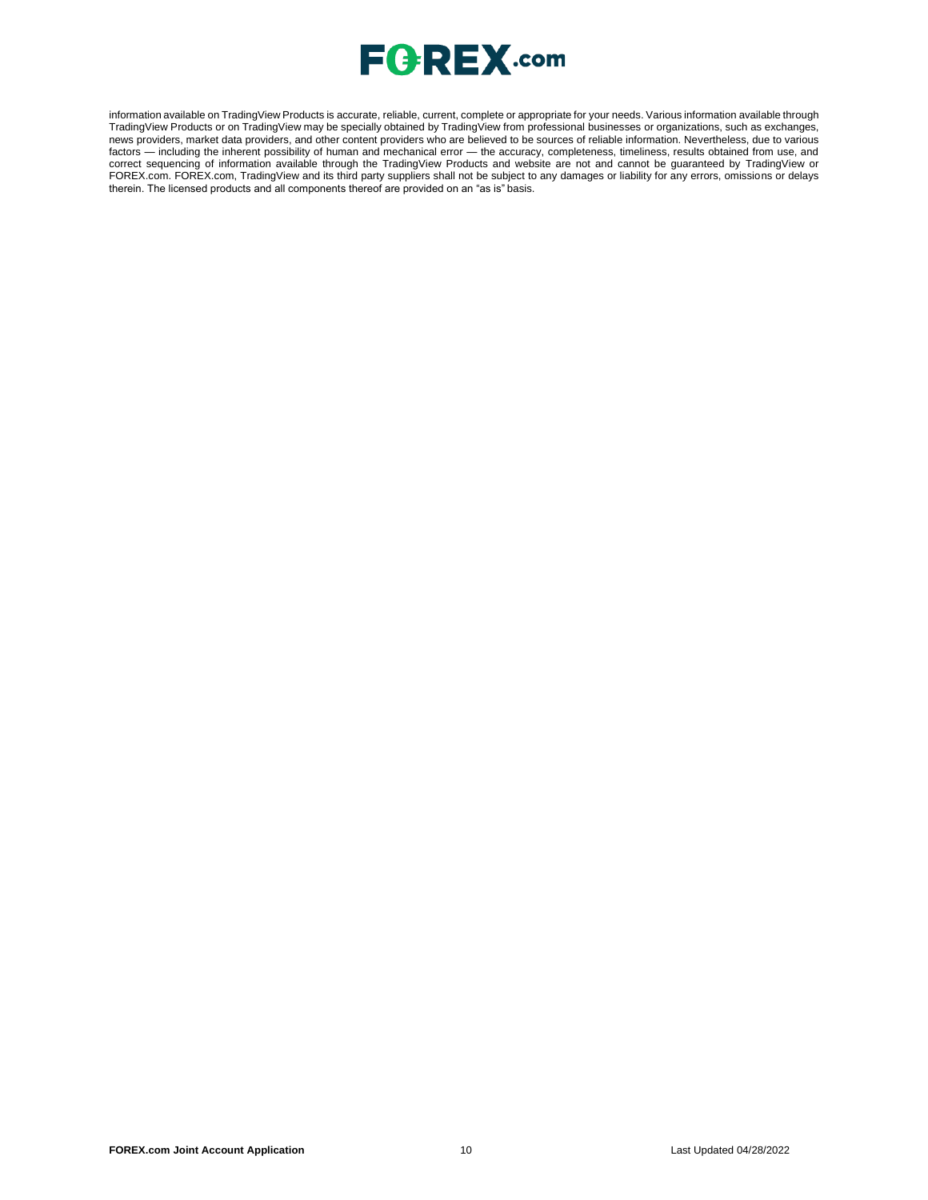information available on TradingView Products is accurate, reliable, current, complete or appropriate for your needs. Various information available through TradingView Products or on TradingView may be specially obtained by TradingView from professional businesses or organizations, such as exchanges, news providers, market data providers, and other content providers who are believed to be sources of reliable information. Nevertheless, due to various factors — including the inherent possibility of human and mechanical error — the accuracy, completeness, timeliness, results obtained from use, and correct sequencing of information available through the TradingView Products and website are not and cannot be guaranteed by TradingView or FOREX.com. FOREX.com, TradingView and its third party suppliers shall not be subject to any damages or liability for any errors, omissions or delays therein. The licensed products and all components thereof are provided on an "as is" basis.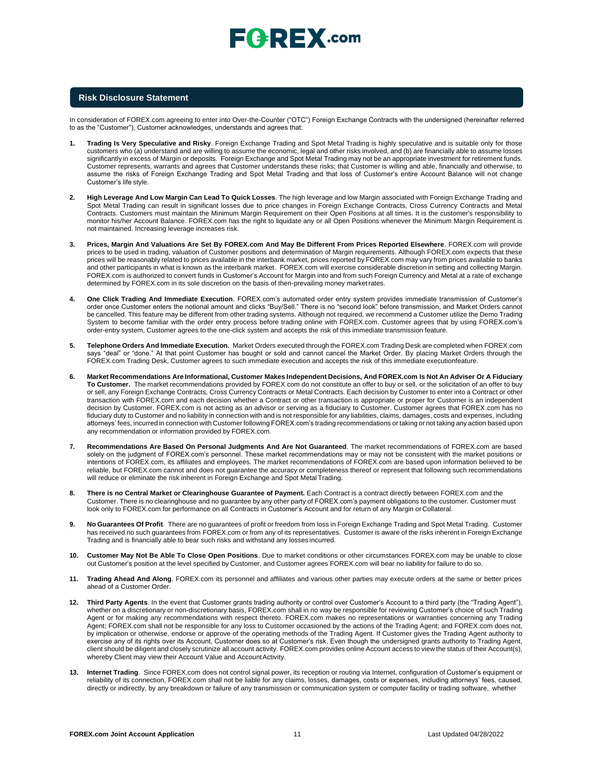## Risk Disclosure Statement

In consideration of FOREX.com agreeing to enter into Over-the-Counter ("OTC") Foreign Exchange Contracts with the undersigned (hereinafter referred to as the "Customer"), Customer acknowledges, understands and agrees that:

1. **Trading Is Very Speculative and Risky**. Foreign Exchange Trading and Spot Metal Trading is highly speculative and is suitable only for those customers who (a) understand and are willing to assume the economic, legal and other risks involved, and (b) are financially able to assume losses significantly in excess of Margin or deposits. Foreign Exchange and Spot Metal Trading may not be an appropriate investment for retirement funds. Customer represents, warrants and agrees that Customer understands these risks; that Customer is willing and able, financially and otherwise, to assume the risks of Foreign Exchange Trading and Spot Metal Trading and that loss of Customer's entire Account Balance will not change Customer's life style.

2. **High Leverage And Low Margin Can Lead To Quick Losses**. The high leverage and low Margin associated with Foreign Exchange Trading and Spot Metal Trading can result in significant losses due to price changes in Foreign Exchange Contracts, Cross Currency Contracts and Metal Contracts. Customers must maintain the Minimum Margin Requirement on their Open Positions at all times. It is the customer's responsibility to monitor his/her Account Balance. FOREX.com has the right to liquidate any or all Open Positions whenever the Minimum Margin Requirement is not maintained. Increasing leverage increases risk.

3. **Prices, Margin And Valuations Are Set By FOREX.com And May Be Different From Prices Reported Elsewhere**. FOREX.com will provide prices to be used in trading, valuation of Customer positions and determination of Margin requirements. Although FOREX.com expects that these prices will be reasonably related to prices available in the interbank market, prices reported by FOREX.com may vary from prices available to banks and other participants in what is known as the interbank market. FOREX.com will exercise considerable discretion in setting and collecting Margin. FOREX.com is authorized to convert funds in Customer's Account for Margin into and from such Foreign Currency and Metal at a rate of exchange determined by FOREX.com in its sole discretion on the basis of then-prevailing money market rates.

4. **One Click Trading And Immediate Execution**. FOREX.com's automated order entry system provides immediate transmission of Customer's order once Customer enters the notional amount and clicks "Buy/Sell." There is no "second look" before transmission, and Market Orders cannot be cancelled. This feature may be different from other trading systems. Although not required, we recommend a Customer utilize the Demo Trading System to become familiar with the order entry process before trading online with FOREX.com. Customer agrees that by using FOREX.com's order-entry system, Customer agrees to the one-click system and accepts the risk of this immediate transmission feature.

5. **Telephone Orders And Immediate Execution.** Market Orders executed through the FOREX.com Trading Desk are completed when FOREX.com says "deal" or "done." At that point Customer has bought or sold and cannot cancel the Market Order. By placing Market Orders through the FOREX.com Trading Desk, Customer agrees to such immediate execution and accepts the risk of this immediate executionfeature.

6. **Market Recommendations Are Informational, Customer Makes Independent Decisions, And FOREX.com Is Not An Adviser Or A Fiduciary To Customer.** The market recommendations provided by FOREX.com do not constitute an offer to buy or sell, or the solicitation of an offer to buy or sell, any Foreign Exchange Contracts, Cross Currency Contracts or Metal Contracts. Each decision by Customer to enter into a Contract or other transaction with FOREX.com and each decision whether a Contract or other transaction is appropriate or proper for Customer is an independent decision by Customer. FOREX.com is not acting as an advisor or serving as a fiduciary to Customer. Customer agrees that FOREX.com has no fiduciary duty to Customer and no liability in connection with and is not responsible for any liabilities, claims, damages, costs and expenses, including attorneys' fees, incurred in connection with Customer following FOREX.com's trading recommendations or taking or not taking any action based upon any recommendation or information provided by FOREX.com.

7. **Recommendations Are Based On Personal Judgments And Are Not Guaranteed**. The market recommendations of FOREX.com are based solely on the judgment of FOREX.com's personnel. These market recommendations may or may not be consistent with the market positions or intentions of FOREX.com, its affiliates and employees. The market recommendations of FOREX.com are based upon information believed to be reliable, but FOREX.com cannot and does not guarantee the accuracy or completeness thereof or represent that following such recommendations will reduce or eliminate the risk inherent in Foreign Exchange and Spot Metal Trading.

8. **There is no Central Market or Clearinghouse Guarantee of Payment.** Each Contract is a contract directly between FOREX.com and the Customer. There is no clearinghouse and no guarantee by any other party of FOREX.com's payment obligations to the customer. Customer must look only to FOREX.com for performance on all Contracts in Customer's Account and for return of any Margin or Collateral.

9. **No Guarantees Of Profit**. There are no guarantees of profit or freedom from loss in Foreign Exchange Trading and Spot Metal Trading. Customer has received no such guarantees from FOREX.com or from any of its representatives. Customer is aware of the risks inherent in Foreign Exchange Trading and is financially able to bear such risks and withstand any losses incurred.

10. **Customer May Not Be Able To Close Open Positions**. Due to market conditions or other circumstances FOREX.com may be unable to close out Customer's position at the level specified by Customer, and Customer agrees FOREX.com will bear no liability for failure to do so.

11. **Trading Ahead And Along**. FOREX.com its personnel and affiliates and various other parties may execute orders at the same or better prices ahead of a Customer Order.

12. **Third Party Agents**. In the event that Customer grants trading authority or control over Customer's Account to a third party (the "Trading Agent"), whether on a discretionary or non-discretionary basis, FOREX.com shall in no way be responsible for reviewing Customer's choice of such Trading Agent or for making any recommendations with respect thereto. FOREX.com makes no representations or warranties concerning any Trading Agent; FOREX.com shall not be responsible for any loss to Customer occasioned by the actions of the Trading Agent; and FOREX.com does not, by implication or otherwise, endorse or approve of the operating methods of the Trading Agent. If Customer gives the Trading Agent authority to exercise any of its rights over its Account, Customer does so at Customer's risk. Even though the undersigned grants authority to Trading Agent, client should be diligent and closely scrutinize all account activity. FOREX.com provides online Account access to view the status of their Account(s), whereby Client may view their Account Value and Account Activity.

13. **Internet Trading**. Since FOREX.com does not control signal power, its reception or routing via Internet, configuration of Customer's equipment or reliability of its connection, FOREX.com shall not be liable for any claims, losses, damages, costs or expenses, including attorneys' fees, caused, directly or indirectly, by any breakdown or failure of any transmission or communication system or computer facility or trading software, whether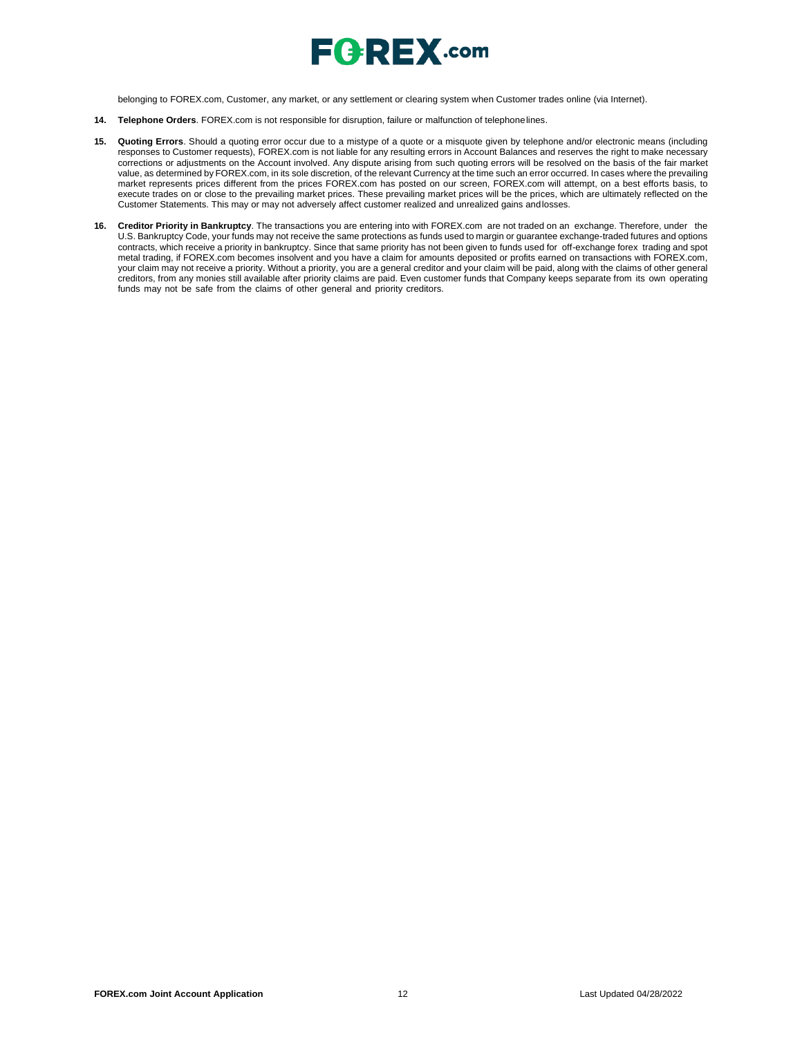belonging to FOREX.com, Customer, any market, or any settlement or clearing system when Customer trades online (via Internet).

**14. Telephone Orders**. FOREX.com is not responsible for disruption, failure or malfunction of telephone lines.

**15. Quoting Errors**. Should a quoting error occur due to a mistype of a quote or a misquote given by telephone and/or electronic means (including responses to Customer requests), FOREX.com is not liable for any resulting errors in Account Balances and reserves the right to make necessary corrections or adjustments on the Account involved. Any dispute arising from such quoting errors will be resolved on the basis of the fair market value, as determined by FOREX.com, in its sole discretion, of the relevant Currency at the time such an error occurred. In cases where the prevailing market represents prices different from the prices FOREX.com has posted on our screen, FOREX.com will attempt, on a best efforts basis, to execute trades on or close to the prevailing market prices. These prevailing market prices will be the prices, which are ultimately reflected on the Customer Statements. This may or may not adversely affect customer realized and unrealized gains and losses.

**16. Creditor Priority in Bankruptcy**. The transactions you are entering into with FOREX.com are not traded on an exchange. Therefore, under the U.S. Bankruptcy Code, your funds may not receive the same protections as funds used to margin or guarantee exchange-traded futures and options contracts, which receive a priority in bankruptcy. Since that same priority has not been given to funds used for off-exchange forex trading and spot metal trading, if FOREX.com becomes insolvent and you have a claim for amounts deposited or profits earned on transactions with FOREX.com, your claim may not receive a priority. Without a priority, you are a general creditor and your claim will be paid, along with the claims of other general creditors, from any monies still available after priority claims are paid. Even customer funds that Company keeps separate from its own operating funds may not be safe from the claims of other general and priority creditors.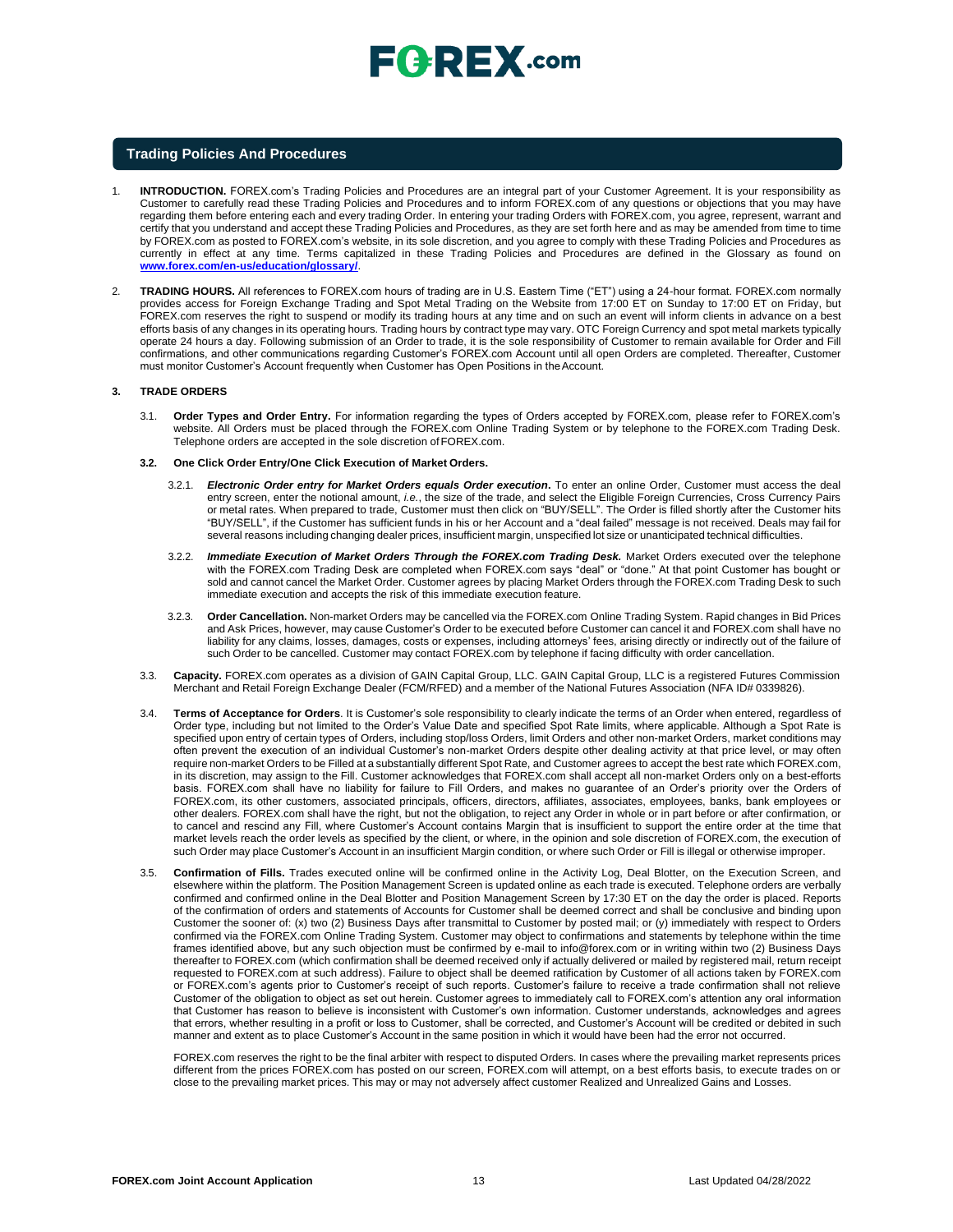## Trading Policies And Procedures

1. **INTRODUCTION.** FOREX.com's Trading Policies and Procedures are an integral part of your Customer Agreement. It is your responsibility as Customer to carefully read these Trading Policies and Procedures and to inform FOREX.com of any questions or objections that you may have regarding them before entering each and every trading Order. In entering your trading Orders with FOREX.com, you agree, represent, warrant and certify that you understand and accept these Trading Policies and Procedures, as they are set forth here and as may be amended from time to time by FOREX.com as posted to FOREX.com's website, in its sole discretion, and you agree to comply with these Trading Policies and Procedures as currently in effect at any time. Terms capitalized in these Trading Policies and Procedures are defined in the Glossary as found on **www.forex.com/en-us/education/glossary/**.

2. **TRADING HOURS.** All references to FOREX.com hours of trading are in U.S. Eastern Time ("ET") using a 24-hour format. FOREX.com normally provides access for Foreign Exchange Trading and Spot Metal Trading on the Website from 17:00 ET on Sunday to 17:00 ET on Friday, but FOREX.com reserves the right to suspend or modify its trading hours at any time and on such an event will inform clients in advance on a best efforts basis of any changes in its operating hours. Trading hours by contract type may vary. OTC Foreign Currency and spot metal markets typically operate 24 hours a day. Following submission of an Order to trade, it is the sole responsibility of Customer to remain available for Order and Fill confirmations, and other communications regarding Customer's FOREX.com Account until all open Orders are completed. Thereafter, Customer must monitor Customer's Account frequently when Customer has Open Positions in the Account.

**3. TRADE ORDERS**

3.1. **Order Types and Order Entry.** For information regarding the types of Orders accepted by FOREX.com, please refer to FOREX.com's website. All Orders must be placed through the FOREX.com Online Trading System or by telephone to the FOREX.com Trading Desk. Telephone orders are accepted in the sole discretion of FOREX.com.

**3.2. One Click Order Entry/One Click Execution of Market Orders.**

3.2.1. ***Electronic Order entry for Market Orders equals Order execution***. To enter an online Order, Customer must access the deal entry screen, enter the notional amount, *i.e.*, the size of the trade, and select the Eligible Foreign Currencies, Cross Currency Pairs or metal rates. When prepared to trade, Customer must then click on "BUY/SELL". The Order is filled shortly after the Customer hits "BUY/SELL", if the Customer has sufficient funds in his or her Account and a "deal failed" message is not received. Deals may fail for several reasons including changing dealer prices, insufficient margin, unspecified lot size or unanticipated technical difficulties.

3.2.2. ***Immediate Execution of Market Orders Through the FOREX.com Trading Desk.*** Market Orders executed over the telephone with the FOREX.com Trading Desk are completed when FOREX.com says "deal" or "done." At that point Customer has bought or sold and cannot cancel the Market Order. Customer agrees by placing Market Orders through the FOREX.com Trading Desk to such immediate execution and accepts the risk of this immediate execution feature.

3.2.3. **Order Cancellation.** Non-market Orders may be cancelled via the FOREX.com Online Trading System. Rapid changes in Bid Prices and Ask Prices, however, may cause Customer's Order to be executed before Customer can cancel it and FOREX.com shall have no liability for any claims, losses, damages, costs or expenses, including attorneys' fees, arising directly or indirectly out of the failure of such Order to be cancelled. Customer may contact FOREX.com by telephone if facing difficulty with order cancellation.

3.3. **Capacity.** FOREX.com operates as a division of GAIN Capital Group, LLC. GAIN Capital Group, LLC is a registered Futures Commission Merchant and Retail Foreign Exchange Dealer (FCM/RFED) and a member of the National Futures Association (NFA ID# 0339826).

3.4. **Terms of Acceptance for Orders**. It is Customer's sole responsibility to clearly indicate the terms of an Order when entered, regardless of Order type, including but not limited to the Order's Value Date and specified Spot Rate limits, where applicable. Although a Spot Rate is specified upon entry of certain types of Orders, including stop/loss Orders, limit Orders and other non-market Orders, market conditions may often prevent the execution of an individual Customer's non-market Orders despite other dealing activity at that price level, or may often require non-market Orders to be Filled at a substantially different Spot Rate, and Customer agrees to accept the best rate which FOREX.com, in its discretion, may assign to the Fill. Customer acknowledges that FOREX.com shall accept all non-market Orders only on a best-efforts basis. FOREX.com shall have no liability for failure to Fill Orders, and makes no guarantee of an Order's priority over the Orders of FOREX.com, its other customers, associated principals, officers, directors, affiliates, associates, employees, banks, bank employees or other dealers. FOREX.com shall have the right, but not the obligation, to reject any Order in whole or in part before or after confirmation, or to cancel and rescind any Fill, where Customer's Account contains Margin that is insufficient to support the entire order at the time that market levels reach the order levels as specified by the client, or where, in the opinion and sole discretion of FOREX.com, the execution of such Order may place Customer's Account in an insufficient Margin condition, or where such Order or Fill is illegal or otherwise improper.

3.5. **Confirmation of Fills.** Trades executed online will be confirmed online in the Activity Log, Deal Blotter, on the Execution Screen, and elsewhere within the platform. The Position Management Screen is updated online as each trade is executed. Telephone orders are verbally confirmed and confirmed online in the Deal Blotter and Position Management Screen by 17:30 ET on the day the order is placed. Reports of the confirmation of orders and statements of Accounts for Customer shall be deemed correct and shall be conclusive and binding upon Customer the sooner of: (x) two (2) Business Days after transmittal to Customer by posted mail; or (y) immediately with respect to Orders confirmed via the FOREX.com Online Trading System. Customer may object to confirmations and statements by telephone within the time frames identified above, but any such objection must be confirmed by e-mail to info@forex.com or in writing within two (2) Business Days thereafter to FOREX.com (which confirmation shall be deemed received only if actually delivered or mailed by registered mail, return receipt requested to FOREX.com at such address). Failure to object shall be deemed ratification by Customer of all actions taken by FOREX.com or FOREX.com's agents prior to Customer's receipt of such reports. Customer's failure to receive a trade confirmation shall not relieve Customer of the obligation to object as set out herein. Customer agrees to immediately call to FOREX.com's attention any oral information that Customer has reason to believe is inconsistent with Customer's own information. Customer understands, acknowledges and agrees that errors, whether resulting in a profit or loss to Customer, shall be corrected, and Customer's Account will be credited or debited in such manner and extent as to place Customer's Account in the same position in which it would have been had the error not occurred.

FOREX.com reserves the right to be the final arbiter with respect to disputed Orders. In cases where the prevailing market represents prices different from the prices FOREX.com has posted on our screen, FOREX.com will attempt, on a best efforts basis, to execute trades on or close to the prevailing market prices. This may or may not adversely affect customer Realized and Unrealized Gains and Losses.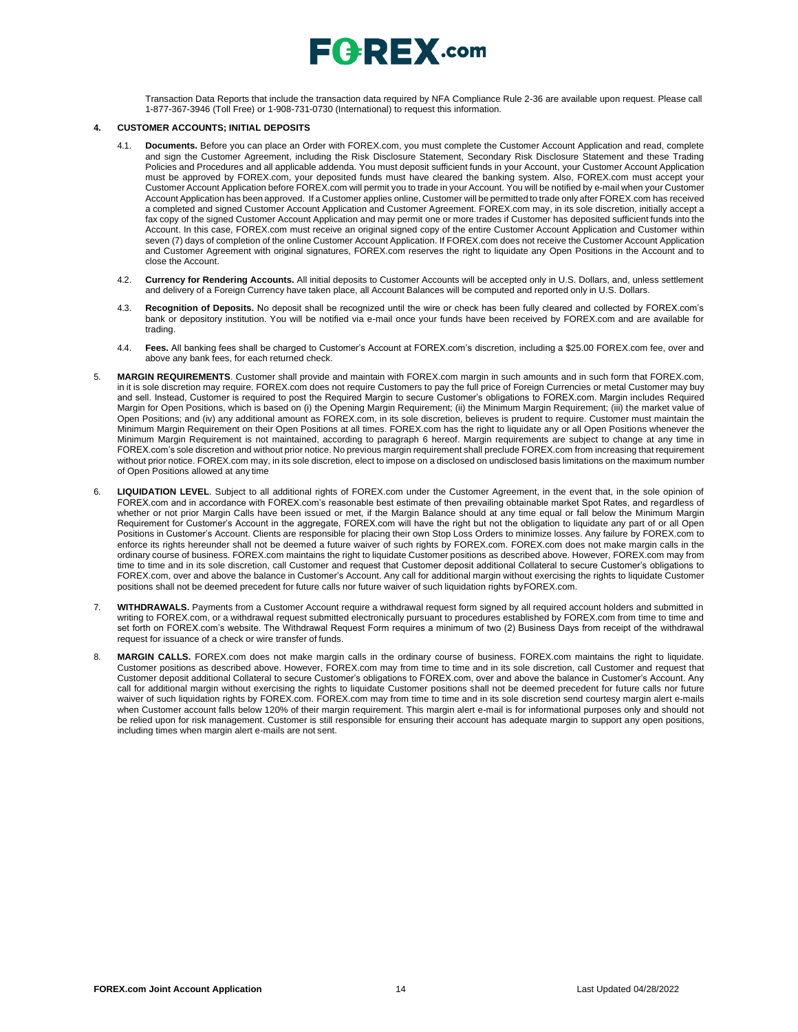Transaction Data Reports that include the transaction data required by NFA Compliance Rule 2-36 are available upon request. Please call 1-877-367-3946 (Toll Free) or 1-908-731-0730 (International) to request this information.

**4. CUSTOMER ACCOUNTS; INITIAL DEPOSITS**

4.1. **Documents.** Before you can place an Order with FOREX.com, you must complete the Customer Account Application and read, complete and sign the Customer Agreement, including the Risk Disclosure Statement, Secondary Risk Disclosure Statement and these Trading Policies and Procedures and all applicable addenda. You must deposit sufficient funds in your Account, your Customer Account Application must be approved by FOREX.com, your deposited funds must have cleared the banking system. Also, FOREX.com must accept your Customer Account Application before FOREX.com will permit you to trade in your Account. You will be notified by e-mail when your Customer Account Application has been approved. If a Customer applies online, Customer will be permitted to trade only after FOREX.com has received a completed and signed Customer Account Application and Customer Agreement. FOREX.com may, in its sole discretion, initially accept a fax copy of the signed Customer Account Application and may permit one or more trades if Customer has deposited sufficient funds into the Account. In this case, FOREX.com must receive an original signed copy of the entire Customer Account Application and Customer within seven (7) days of completion of the online Customer Account Application. If FOREX.com does not receive the Customer Account Application and Customer Agreement with original signatures, FOREX.com reserves the right to liquidate any Open Positions in the Account and to close the Account.

4.2. **Currency for Rendering Accounts.** All initial deposits to Customer Accounts will be accepted only in U.S. Dollars, and, unless settlement and delivery of a Foreign Currency have taken place, all Account Balances will be computed and reported only in U.S. Dollars.

4.3. **Recognition of Deposits.** No deposit shall be recognized until the wire or check has been fully cleared and collected by FOREX.com's bank or depository institution. You will be notified via e-mail once your funds have been received by FOREX.com and are available for trading.

4.4. **Fees.** All banking fees shall be charged to Customer's Account at FOREX.com's discretion, including a $25.00 FOREX.com fee, over and above any bank fees, for each returned check.

5. **MARGIN REQUIREMENTS**. Customer shall provide and maintain with FOREX.com margin in such amounts and in such form that FOREX.com, in it is sole discretion may require. FOREX.com does not require Customers to pay the full price of Foreign Currencies or metal Customer may buy and sell. Instead, Customer is required to post the Required Margin to secure Customer's obligations to FOREX.com. Margin includes Required Margin for Open Positions, which is based on (i) the Opening Margin Requirement; (ii) the Minimum Margin Requirement; (iii) the market value of Open Positions; and (iv) any additional amount as FOREX.com, in its sole discretion, believes is prudent to require. Customer must maintain the Minimum Margin Requirement on their Open Positions at all times. FOREX.com has the right to liquidate any or all Open Positions whenever the Minimum Margin Requirement is not maintained, according to paragraph 6 hereof. Margin requirements are subject to change at any time in FOREX.com's sole discretion and without prior notice. No previous margin requirement shall preclude FOREX.com from increasing that requirement without prior notice. FOREX.com may, in its sole discretion, elect to impose on a disclosed on undisclosed basis limitations on the maximum number of Open Positions allowed at any time

6. **LIQUIDATION LEVEL**. Subject to all additional rights of FOREX.com under the Customer Agreement, in the event that, in the sole opinion of FOREX.com and in accordance with FOREX.com's reasonable best estimate of then prevailing obtainable market Spot Rates, and regardless of whether or not prior Margin Calls have been issued or met, if the Margin Balance should at any time equal or fall below the Minimum Margin Requirement for Customer's Account in the aggregate, FOREX.com will have the right but not the obligation to liquidate any part of or all Open Positions in Customer's Account. Clients are responsible for placing their own Stop Loss Orders to minimize losses. Any failure by FOREX.com to enforce its rights hereunder shall not be deemed a future waiver of such rights by FOREX.com. FOREX.com does not make margin calls in the ordinary course of business. FOREX.com maintains the right to liquidate Customer positions as described above. However, FOREX.com may from time to time and in its sole discretion, call Customer and request that Customer deposit additional Collateral to secure Customer's obligations to FOREX.com, over and above the balance in Customer's Account. Any call for additional margin without exercising the rights to liquidate Customer positions shall not be deemed precedent for future calls nor future waiver of such liquidation rights by FOREX.com.

7. **WITHDRAWALS.** Payments from a Customer Account require a withdrawal request form signed by all required account holders and submitted in writing to FOREX.com, or a withdrawal request submitted electronically pursuant to procedures established by FOREX.com from time to time and set forth on FOREX.com's website. The Withdrawal Request Form requires a minimum of two (2) Business Days from receipt of the withdrawal request for issuance of a check or wire transfer of funds.

8. **MARGIN CALLS.** FOREX.com does not make margin calls in the ordinary course of business. FOREX.com maintains the right to liquidate. Customer positions as described above. However, FOREX.com may from time to time and in its sole discretion, call Customer and request that Customer deposit additional Collateral to secure Customer's obligations to FOREX.com, over and above the balance in Customer's Account. Any call for additional margin without exercising the rights to liquidate Customer positions shall not be deemed precedent for future calls nor future waiver of such liquidation rights by FOREX.com. FOREX.com may from time to time and in its sole discretion send courtesy margin alert e-mails when Customer account falls below 120% of their margin requirement. This margin alert e-mail is for informational purposes only and should not be relied upon for risk management. Customer is still responsible for ensuring their account has adequate margin to support any open positions, including times when margin alert e-mails are not sent.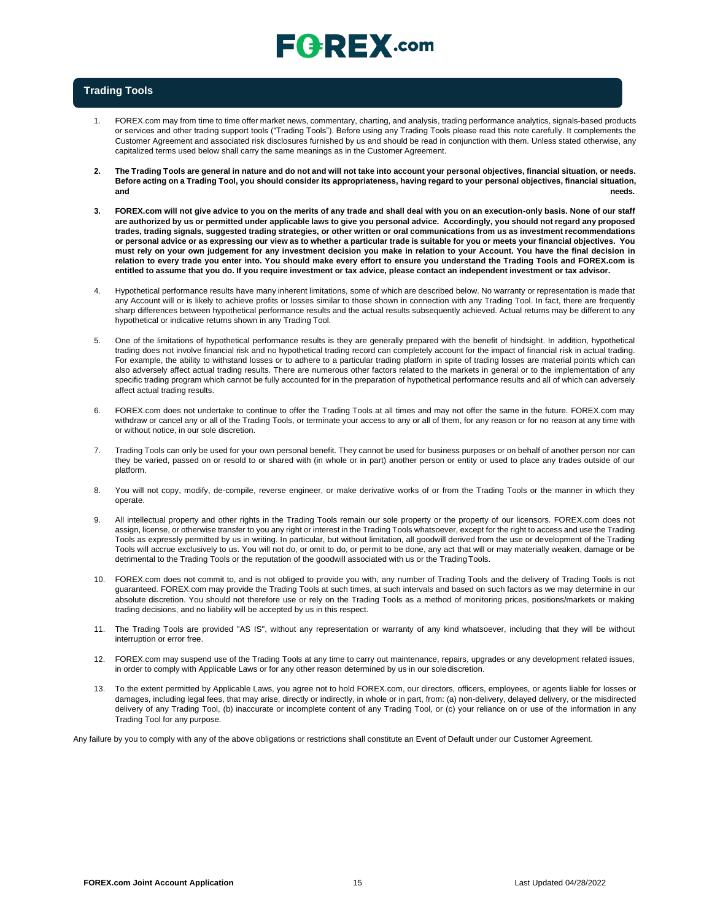## Trading Tools

1. FOREX.com may from time to time offer market news, commentary, charting, and analysis, trading performance analytics, signals-based products or services and other trading support tools ("Trading Tools"). Before using any Trading Tools please read this note carefully. It complements the Customer Agreement and associated risk disclosures furnished by us and should be read in conjunction with them. Unless stated otherwise, any capitalized terms used below shall carry the same meanings as in the Customer Agreement.

2. **The Trading Tools are general in nature and do not and will not take into account your personal objectives, financial situation, or needs. Before acting on a Trading Tool, you should consider its appropriateness, having regard to your personal objectives, financial situation, and needs.**

3. **FOREX.com will not give advice to you on the merits of any trade and shall deal with you on an execution-only basis. None of our staff are authorized by us or permitted under applicable laws to give you personal advice. Accordingly, you should not regard any proposed trades, trading signals, suggested trading strategies, or other written or oral communications from us as investment recommendations or personal advice or as expressing our view as to whether a particular trade is suitable for you or meets your financial objectives. You must rely on your own judgement for any investment decision you make in relation to your Account. You have the final decision in relation to every trade you enter into. You should make every effort to ensure you understand the Trading Tools and FOREX.com is entitled to assume that you do. If you require investment or tax advice, please contact an independent investment or tax advisor.**

4. Hypothetical performance results have many inherent limitations, some of which are described below. No warranty or representation is made that any Account will or is likely to achieve profits or losses similar to those shown in connection with any Trading Tool. In fact, there are frequently sharp differences between hypothetical performance results and the actual results subsequently achieved. Actual returns may be different to any hypothetical or indicative returns shown in any Trading Tool.

5. One of the limitations of hypothetical performance results is they are generally prepared with the benefit of hindsight. In addition, hypothetical trading does not involve financial risk and no hypothetical trading record can completely account for the impact of financial risk in actual trading. For example, the ability to withstand losses or to adhere to a particular trading platform in spite of trading losses are material points which can also adversely affect actual trading results. There are numerous other factors related to the markets in general or to the implementation of any specific trading program which cannot be fully accounted for in the preparation of hypothetical performance results and all of which can adversely affect actual trading results.

6. FOREX.com does not undertake to continue to offer the Trading Tools at all times and may not offer the same in the future. FOREX.com may withdraw or cancel any or all of the Trading Tools, or terminate your access to any or all of them, for any reason or for no reason at any time with or without notice, in our sole discretion.

7. Trading Tools can only be used for your own personal benefit. They cannot be used for business purposes or on behalf of another person nor can they be varied, passed on or resold to or shared with (in whole or in part) another person or entity or used to place any trades outside of our platform.

8. You will not copy, modify, de-compile, reverse engineer, or make derivative works of or from the Trading Tools or the manner in which they operate.

9. All intellectual property and other rights in the Trading Tools remain our sole property or the property of our licensors. FOREX.com does not assign, license, or otherwise transfer to you any right or interest in the Trading Tools whatsoever, except for the right to access and use the Trading Tools as expressly permitted by us in writing. In particular, but without limitation, all goodwill derived from the use or development of the Trading Tools will accrue exclusively to us. You will not do, or omit to do, or permit to be done, any act that will or may materially weaken, damage or be detrimental to the Trading Tools or the reputation of the goodwill associated with us or the Trading Tools.

10. FOREX.com does not commit to, and is not obliged to provide you with, any number of Trading Tools and the delivery of Trading Tools is not guaranteed. FOREX.com may provide the Trading Tools at such times, at such intervals and based on such factors as we may determine in our absolute discretion. You should not therefore use or rely on the Trading Tools as a method of monitoring prices, positions/markets or making trading decisions, and no liability will be accepted by us in this respect.

11. The Trading Tools are provided "AS IS", without any representation or warranty of any kind whatsoever, including that they will be without interruption or error free.

12. FOREX.com may suspend use of the Trading Tools at any time to carry out maintenance, repairs, upgrades or any development related issues, in order to comply with Applicable Laws or for any other reason determined by us in our sole discretion.

13. To the extent permitted by Applicable Laws, you agree not to hold FOREX.com, our directors, officers, employees, or agents liable for losses or damages, including legal fees, that may arise, directly or indirectly, in whole or in part, from: (a) non-delivery, delayed delivery, or the misdirected delivery of any Trading Tool, (b) inaccurate or incomplete content of any Trading Tool, or (c) your reliance on or use of the information in any Trading Tool for any purpose.

Any failure by you to comply with any of the above obligations or restrictions shall constitute an Event of Default under our Customer Agreement.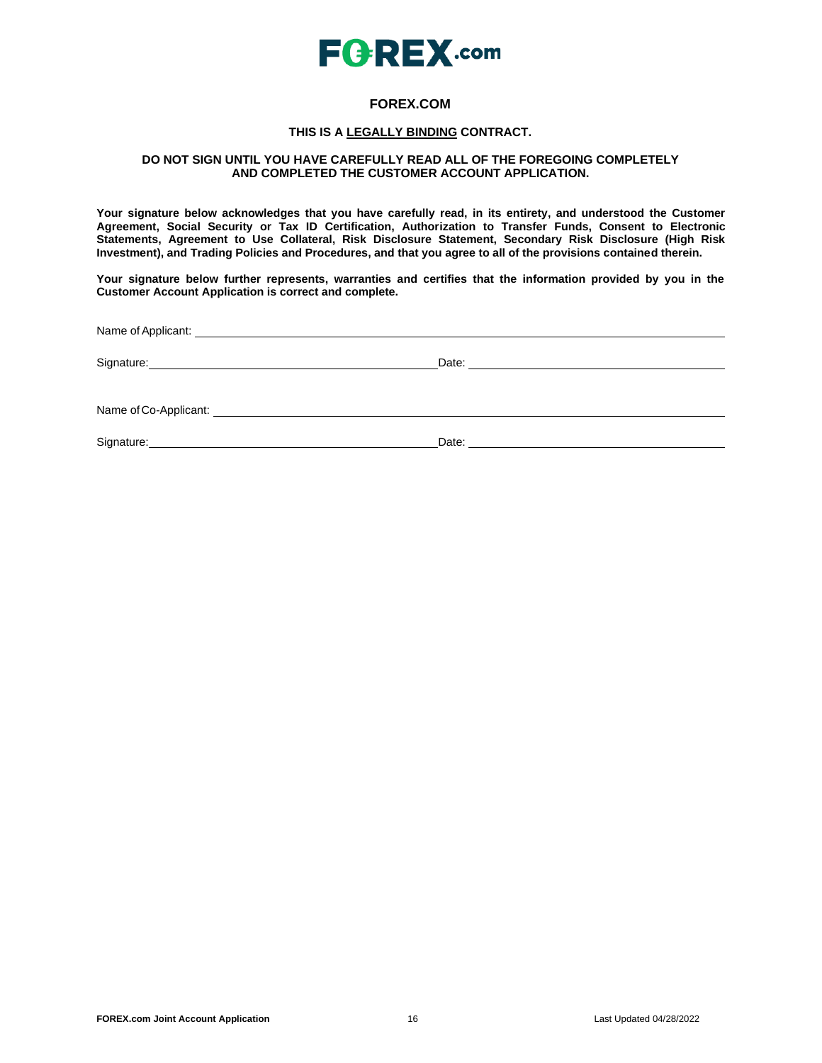# FOREX.COM

**THIS IS A LEGALLY BINDING CONTRACT.**

**DO NOT SIGN UNTIL YOU HAVE CAREFULLY READ ALL OF THE FOREGOING COMPLETELY AND COMPLETED THE CUSTOMER ACCOUNT APPLICATION.**

**Your signature below acknowledges that you have carefully read, in its entirety, and understood the Customer Agreement, Social Security or Tax ID Certification, Authorization to Transfer Funds, Consent to Electronic Statements, Agreement to Use Collateral, Risk Disclosure Statement, Secondary Risk Disclosure (High Risk Investment), and Trading Policies and Procedures, and that you agree to all of the provisions contained therein.**

**Your signature below further represents, warranties and certifies that the information provided by you in the Customer Account Application is correct and complete.**

Name of Applicant: ______________________________________________

Signature: ______________________________ Date: ______________________________

Name of Co-Applicant: ______________________________________________

Signature: ______________________________ Date: ______________________________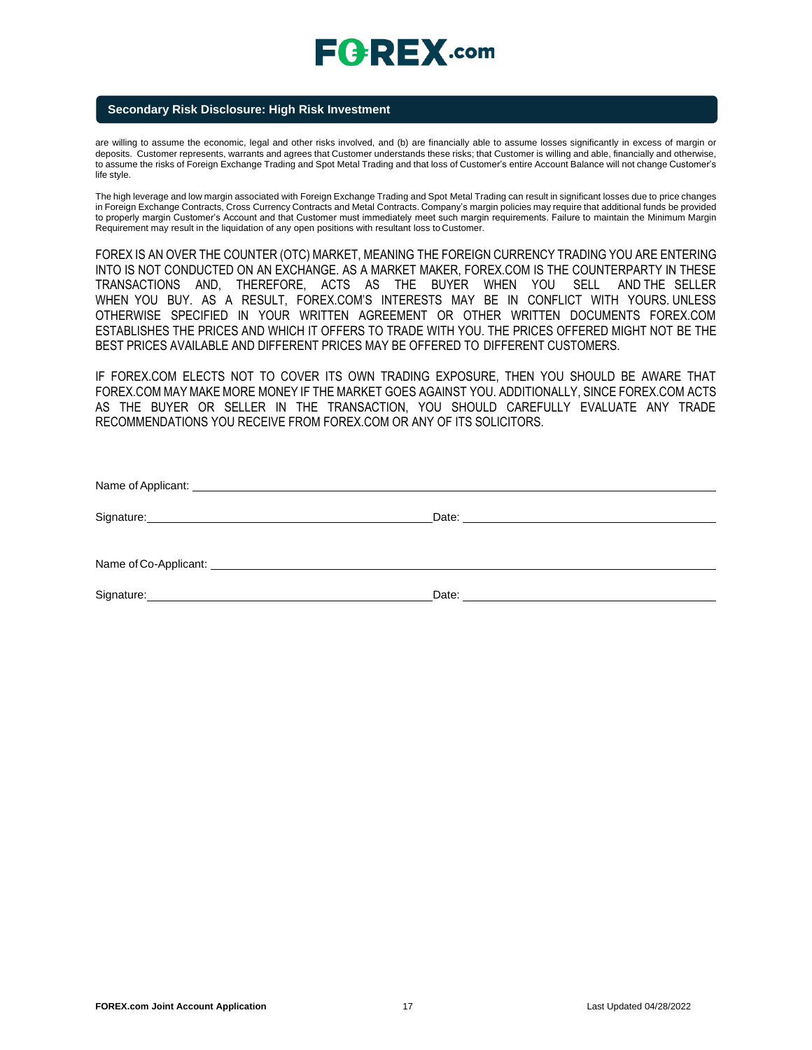## Secondary Risk Disclosure: High Risk Investment

are willing to assume the economic, legal and other risks involved, and (b) are financially able to assume losses significantly in excess of margin or deposits. Customer represents, warrants and agrees that Customer understands these risks; that Customer is willing and able, financially and otherwise, to assume the risks of Foreign Exchange Trading and Spot Metal Trading and that loss of Customer's entire Account Balance will not change Customer's life style.

The high leverage and low margin associated with Foreign Exchange Trading and Spot Metal Trading can result in significant losses due to price changes in Foreign Exchange Contracts, Cross Currency Contracts and Metal Contracts. Company's margin policies may require that additional funds be provided to properly margin Customer's Account and that Customer must immediately meet such margin requirements. Failure to maintain the Minimum Margin Requirement may result in the liquidation of any open positions with resultant loss to Customer.

FOREX IS AN OVER THE COUNTER (OTC) MARKET, MEANING THE FOREIGN CURRENCY TRADING YOU ARE ENTERING INTO IS NOT CONDUCTED ON AN EXCHANGE. AS A MARKET MAKER, FOREX.COM IS THE COUNTERPARTY IN THESE TRANSACTIONS AND, THEREFORE, ACTS AS THE BUYER WHEN YOU SELL AND THE SELLER WHEN YOU BUY. AS A RESULT, FOREX.COM'S INTERESTS MAY BE IN CONFLICT WITH YOURS. UNLESS OTHERWISE SPECIFIED IN YOUR WRITTEN AGREEMENT OR OTHER WRITTEN DOCUMENTS FOREX.COM ESTABLISHES THE PRICES AND WHICH IT OFFERS TO TRADE WITH YOU. THE PRICES OFFERED MIGHT NOT BE THE BEST PRICES AVAILABLE AND DIFFERENT PRICES MAY BE OFFERED TO DIFFERENT CUSTOMERS.

IF FOREX.COM ELECTS NOT TO COVER ITS OWN TRADING EXPOSURE, THEN YOU SHOULD BE AWARE THAT FOREX.COM MAY MAKE MORE MONEY IF THE MARKET GOES AGAINST YOU. ADDITIONALLY, SINCE FOREX.COM ACTS AS THE BUYER OR SELLER IN THE TRANSACTION, YOU SHOULD CAREFULLY EVALUATE ANY TRADE RECOMMENDATIONS YOU RECEIVE FROM FOREX.COM OR ANY OF ITS SOLICITORS.

Name of Applicant: ______________________________

Signature: ______________________________ Date: ______________________________

Name of Co-Applicant: ______________________________

Signature: ______________________________ Date: ______________________________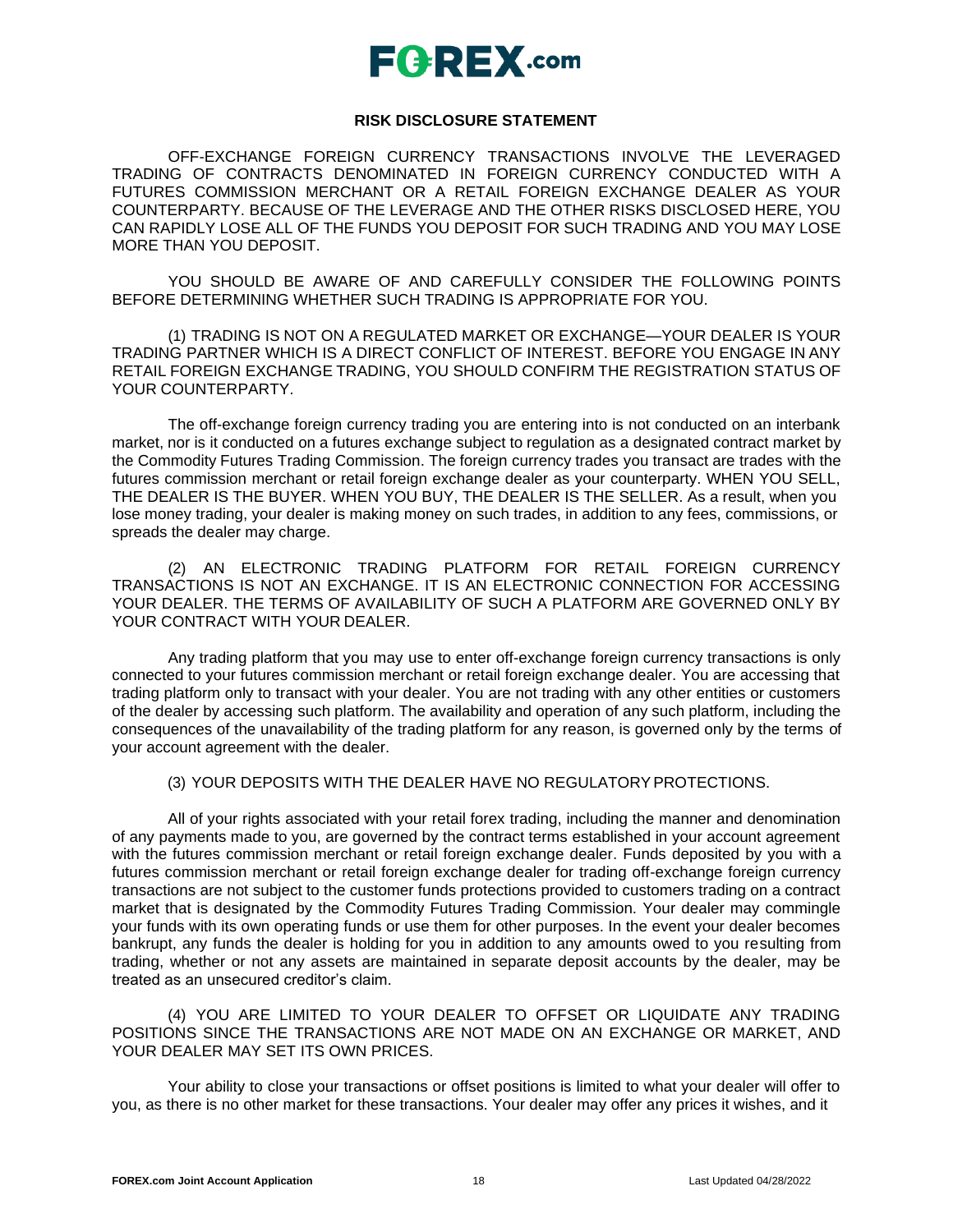## RISK DISCLOSURE STATEMENT

OFF-EXCHANGE FOREIGN CURRENCY TRANSACTIONS INVOLVE THE LEVERAGED TRADING OF CONTRACTS DENOMINATED IN FOREIGN CURRENCY CONDUCTED WITH A FUTURES COMMISSION MERCHANT OR A RETAIL FOREIGN EXCHANGE DEALER AS YOUR COUNTERPARTY. BECAUSE OF THE LEVERAGE AND THE OTHER RISKS DISCLOSED HERE, YOU CAN RAPIDLY LOSE ALL OF THE FUNDS YOU DEPOSIT FOR SUCH TRADING AND YOU MAY LOSE MORE THAN YOU DEPOSIT.

YOU SHOULD BE AWARE OF AND CAREFULLY CONSIDER THE FOLLOWING POINTS BEFORE DETERMINING WHETHER SUCH TRADING IS APPROPRIATE FOR YOU.

(1) TRADING IS NOT ON A REGULATED MARKET OR EXCHANGE—YOUR DEALER IS YOUR TRADING PARTNER WHICH IS A DIRECT CONFLICT OF INTEREST. BEFORE YOU ENGAGE IN ANY RETAIL FOREIGN EXCHANGE TRADING, YOU SHOULD CONFIRM THE REGISTRATION STATUS OF YOUR COUNTERPARTY.

The off-exchange foreign currency trading you are entering into is not conducted on an interbank market, nor is it conducted on a futures exchange subject to regulation as a designated contract market by the Commodity Futures Trading Commission. The foreign currency trades you transact are trades with the futures commission merchant or retail foreign exchange dealer as your counterparty. WHEN YOU SELL, THE DEALER IS THE BUYER. WHEN YOU BUY, THE DEALER IS THE SELLER. As a result, when you lose money trading, your dealer is making money on such trades, in addition to any fees, commissions, or spreads the dealer may charge.

(2) AN ELECTRONIC TRADING PLATFORM FOR RETAIL FOREIGN CURRENCY TRANSACTIONS IS NOT AN EXCHANGE. IT IS AN ELECTRONIC CONNECTION FOR ACCESSING YOUR DEALER. THE TERMS OF AVAILABILITY OF SUCH A PLATFORM ARE GOVERNED ONLY BY YOUR CONTRACT WITH YOUR DEALER.

Any trading platform that you may use to enter off-exchange foreign currency transactions is only connected to your futures commission merchant or retail foreign exchange dealer. You are accessing that trading platform only to transact with your dealer. You are not trading with any other entities or customers of the dealer by accessing such platform. The availability and operation of any such platform, including the consequences of the unavailability of the trading platform for any reason, is governed only by the terms of your account agreement with the dealer.

(3) YOUR DEPOSITS WITH THE DEALER HAVE NO REGULATORY PROTECTIONS.

All of your rights associated with your retail forex trading, including the manner and denomination of any payments made to you, are governed by the contract terms established in your account agreement with the futures commission merchant or retail foreign exchange dealer. Funds deposited by you with a futures commission merchant or retail foreign exchange dealer for trading off-exchange foreign currency transactions are not subject to the customer funds protections provided to customers trading on a contract market that is designated by the Commodity Futures Trading Commission. Your dealer may commingle your funds with its own operating funds or use them for other purposes. In the event your dealer becomes bankrupt, any funds the dealer is holding for you in addition to any amounts owed to you resulting from trading, whether or not any assets are maintained in separate deposit accounts by the dealer, may be treated as an unsecured creditor's claim.

(4) YOU ARE LIMITED TO YOUR DEALER TO OFFSET OR LIQUIDATE ANY TRADING POSITIONS SINCE THE TRANSACTIONS ARE NOT MADE ON AN EXCHANGE OR MARKET, AND YOUR DEALER MAY SET ITS OWN PRICES.

Your ability to close your transactions or offset positions is limited to what your dealer will offer to you, as there is no other market for these transactions. Your dealer may offer any prices it wishes, and it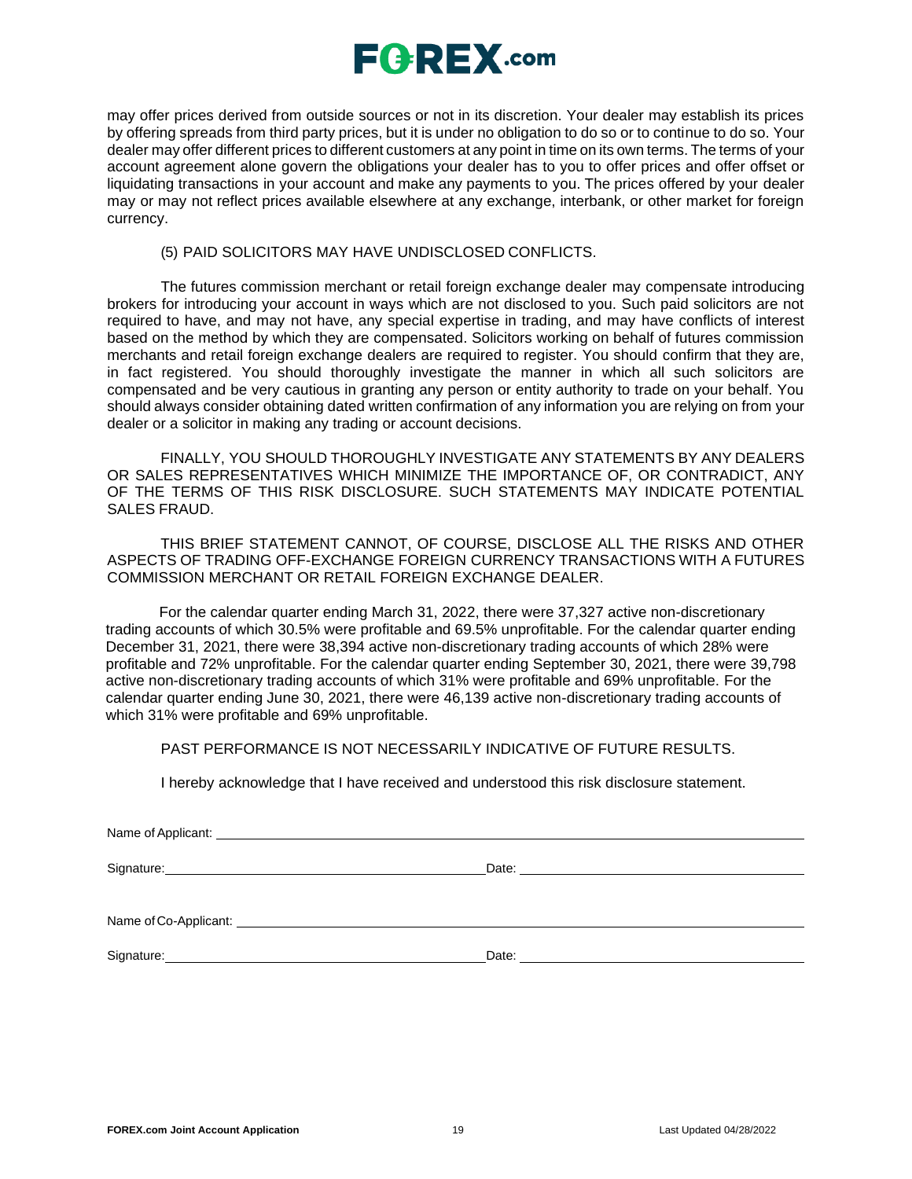may offer prices derived from outside sources or not in its discretion. Your dealer may establish its prices by offering spreads from third party prices, but it is under no obligation to do so or to continue to do so. Your dealer may offer different prices to different customers at any point in time on its own terms. The terms of your account agreement alone govern the obligations your dealer has to you to offer prices and offer offset or liquidating transactions in your account and make any payments to you. The prices offered by your dealer may or may not reflect prices available elsewhere at any exchange, interbank, or other market for foreign currency.

(5) PAID SOLICITORS MAY HAVE UNDISCLOSED CONFLICTS.

The futures commission merchant or retail foreign exchange dealer may compensate introducing brokers for introducing your account in ways which are not disclosed to you. Such paid solicitors are not required to have, and may not have, any special expertise in trading, and may have conflicts of interest based on the method by which they are compensated. Solicitors working on behalf of futures commission merchants and retail foreign exchange dealers are required to register. You should confirm that they are, in fact registered. You should thoroughly investigate the manner in which all such solicitors are compensated and be very cautious in granting any person or entity authority to trade on your behalf. You should always consider obtaining dated written confirmation of any information you are relying on from your dealer or a solicitor in making any trading or account decisions.

FINALLY, YOU SHOULD THOROUGHLY INVESTIGATE ANY STATEMENTS BY ANY DEALERS OR SALES REPRESENTATIVES WHICH MINIMIZE THE IMPORTANCE OF, OR CONTRADICT, ANY OF THE TERMS OF THIS RISK DISCLOSURE. SUCH STATEMENTS MAY INDICATE POTENTIAL SALES FRAUD.

THIS BRIEF STATEMENT CANNOT, OF COURSE, DISCLOSE ALL THE RISKS AND OTHER ASPECTS OF TRADING OFF-EXCHANGE FOREIGN CURRENCY TRANSACTIONS WITH A FUTURES COMMISSION MERCHANT OR RETAIL FOREIGN EXCHANGE DEALER.

For the calendar quarter ending March 31, 2022, there were 37,327 active non-discretionary trading accounts of which 30.5% were profitable and 69.5% unprofitable. For the calendar quarter ending December 31, 2021, there were 38,394 active non-discretionary trading accounts of which 28% were profitable and 72% unprofitable. For the calendar quarter ending September 30, 2021, there were 39,798 active non-discretionary trading accounts of which 31% were profitable and 69% unprofitable. For the calendar quarter ending June 30, 2021, there were 46,139 active non-discretionary trading accounts of which 31% were profitable and 69% unprofitable.

PAST PERFORMANCE IS NOT NECESSARILY INDICATIVE OF FUTURE RESULTS.

I hereby acknowledge that I have received and understood this risk disclosure statement.

Name of Applicant: ______________________________

Signature: ______________________________ Date: ______________________________

Name of Co-Applicant: ______________________________

Signature: ______________________________ Date: ______________________________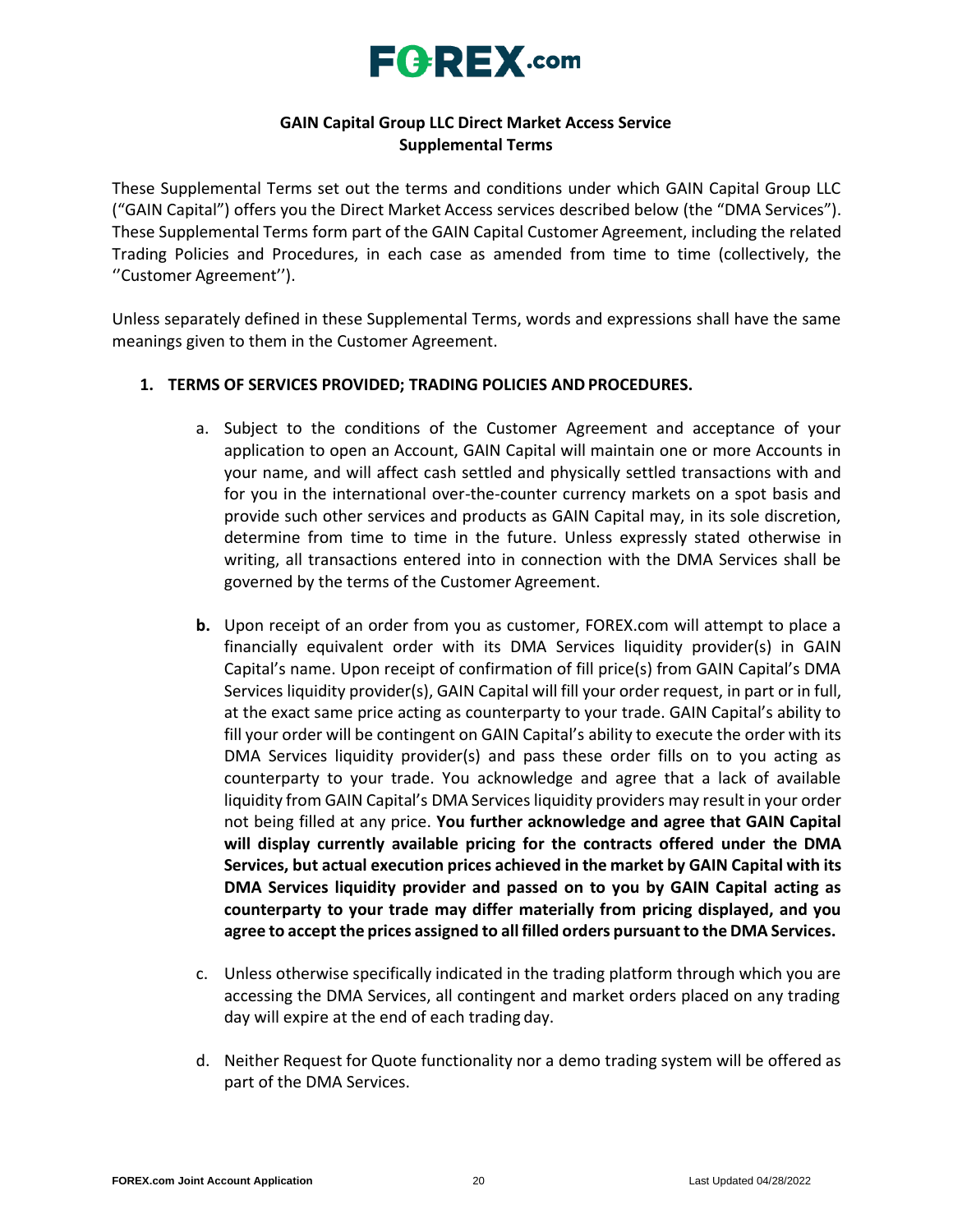FOREX.com

**GAIN Capital Group LLC Direct Market Access Service**
**Supplemental Terms**

These Supplemental Terms set out the terms and conditions under which GAIN Capital Group LLC ("GAIN Capital") offers you the Direct Market Access services described below (the "DMA Services"). These Supplemental Terms form part of the GAIN Capital Customer Agreement, including the related Trading Policies and Procedures, in each case as amended from time to time (collectively, the ''Customer Agreement'').

Unless separately defined in these Supplemental Terms, words and expressions shall have the same meanings given to them in the Customer Agreement.

1. **TERMS OF SERVICES PROVIDED; TRADING POLICIES AND PROCEDURES.**

    a. Subject to the conditions of the Customer Agreement and acceptance of your application to open an Account, GAIN Capital will maintain one or more Accounts in your name, and will affect cash settled and physically settled transactions with and for you in the international over-the-counter currency markets on a spot basis and provide such other services and products as GAIN Capital may, in its sole discretion, determine from time to time in the future. Unless expressly stated otherwise in writing, all transactions entered into in connection with the DMA Services shall be governed by the terms of the Customer Agreement.

    **b.** Upon receipt of an order from you as customer, FOREX.com will attempt to place a financially equivalent order with its DMA Services liquidity provider(s) in GAIN Capital's name. Upon receipt of confirmation of fill price(s) from GAIN Capital's DMA Services liquidity provider(s), GAIN Capital will fill your order request, in part or in full, at the exact same price acting as counterparty to your trade. GAIN Capital's ability to fill your order will be contingent on GAIN Capital's ability to execute the order with its DMA Services liquidity provider(s) and pass these order fills on to you acting as counterparty to your trade. You acknowledge and agree that a lack of available liquidity from GAIN Capital's DMA Services liquidity providers may result in your order not being filled at any price. **You further acknowledge and agree that GAIN Capital will display currently available pricing for the contracts offered under the DMA Services, but actual execution prices achieved in the market by GAIN Capital with its DMA Services liquidity provider and passed on to you by GAIN Capital acting as counterparty to your trade may differ materially from pricing displayed, and you agree to accept the prices assigned to all filled orders pursuant to the DMA Services.**

    c. Unless otherwise specifically indicated in the trading platform through which you are accessing the DMA Services, all contingent and market orders placed on any trading day will expire at the end of each trading day.

    d. Neither Request for Quote functionality nor a demo trading system will be offered as part of the DMA Services.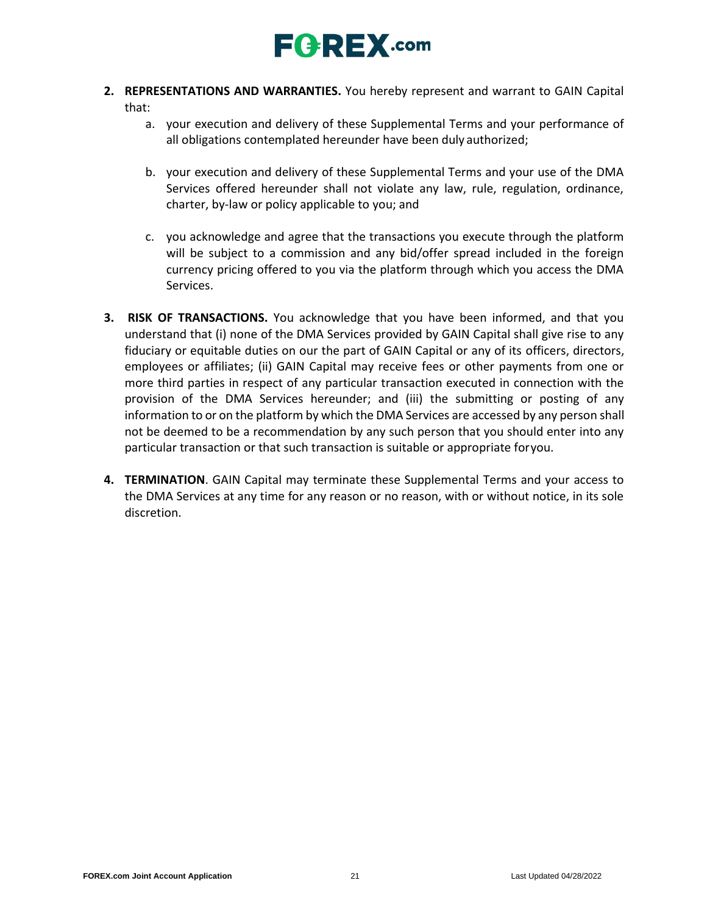2. **REPRESENTATIONS AND WARRANTIES.** You hereby represent and warrant to GAIN Capital that:

   a. your execution and delivery of these Supplemental Terms and your performance of all obligations contemplated hereunder have been duly authorized;

   b. your execution and delivery of these Supplemental Terms and your use of the DMA Services offered hereunder shall not violate any law, rule, regulation, ordinance, charter, by-law or policy applicable to you; and

   c. you acknowledge and agree that the transactions you execute through the platform will be subject to a commission and any bid/offer spread included in the foreign currency pricing offered to you via the platform through which you access the DMA Services.

3. **RISK OF TRANSACTIONS.** You acknowledge that you have been informed, and that you understand that (i) none of the DMA Services provided by GAIN Capital shall give rise to any fiduciary or equitable duties on our the part of GAIN Capital or any of its officers, directors, employees or affiliates; (ii) GAIN Capital may receive fees or other payments from one or more third parties in respect of any particular transaction executed in connection with the provision of the DMA Services hereunder; and (iii) the submitting or posting of any information to or on the platform by which the DMA Services are accessed by any person shall not be deemed to be a recommendation by any such person that you should enter into any particular transaction or that such transaction is suitable or appropriate foryou.

4. **TERMINATION**. GAIN Capital may terminate these Supplemental Terms and your access to the DMA Services at any time for any reason or no reason, with or without notice, in its sole discretion.